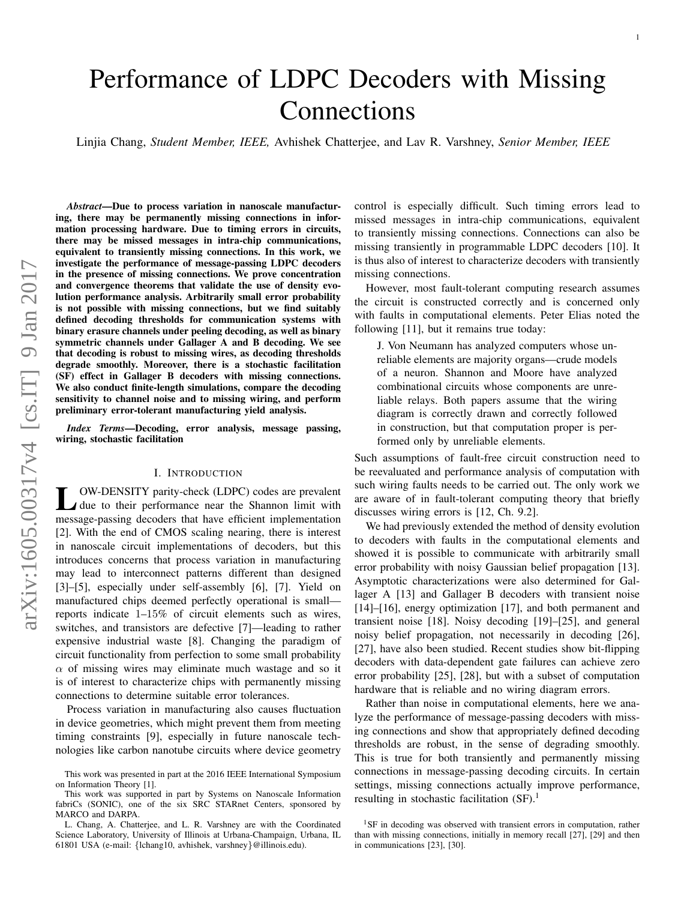# Performance of LDPC Decoders with Missing Connections

Linjia Chang, *Student Member, IEEE,* Avhishek Chatterjee, and Lav R. Varshney, *Senior Member, IEEE*

***Abstract*—Due to process variation in nanoscale manufacturing, there may be permanently missing connections in information processing hardware. Due to timing errors in circuits, there may be missed messages in intra-chip communications, equivalent to transiently missing connections. In this work, we investigate the performance of message-passing LDPC decoders in the presence of missing connections. We prove concentration and convergence theorems that validate the use of density evolution performance analysis. Arbitrarily small error probability is not possible with missing connections, but we find suitably defined decoding thresholds for communication systems with binary erasure channels under peeling decoding, as well as binary symmetric channels under Gallager A and B decoding. We see that decoding is robust to missing wires, as decoding thresholds degrade smoothly. Moreover, there is a stochastic facilitation (SF) effect in Gallager B decoders with missing connections. We also conduct finite-length simulations, compare the decoding sensitivity to channel noise and to missing wiring, and perform preliminary error-tolerant manufacturing yield analysis.**

***Index Terms*—Decoding, error analysis, message passing, wiring, stochastic facilitation**

## I. Introduction

LOW-DENSITY parity-check (LDPC) codes are prevalent due to their performance near the Shannon limit with message-passing decoders that have efficient implementation [2]. With the end of CMOS scaling nearing, there is interest in nanoscale circuit implementations of decoders, but this introduces concerns that process variation in manufacturing may lead to interconnect patterns different than designed [3]–[5], especially under self-assembly [6], [7]. Yield on manufactured chips deemed perfectly operational is small—reports indicate 1–15% of circuit elements such as wires, switches, and transistors are defective [7]—leading to rather expensive industrial waste [8]. Changing the paradigm of circuit functionality from perfection to some small probability $\alpha$ of missing wires may eliminate much wastage and so it is of interest to characterize chips with permanently missing connections to determine suitable error tolerances.

Process variation in manufacturing also causes fluctuation in device geometries, which might prevent them from meeting timing constraints [9], especially in future nanoscale technologies like carbon nanotube circuits where device geometry control is especially difficult. Such timing errors lead to missed messages in intra-chip communications, equivalent to transiently missing connections. Connections can also be missing transiently in programmable LDPC decoders [10]. It is thus also of interest to characterize decoders with transiently missing connections.

However, most fault-tolerant computing research assumes the circuit is constructed correctly and is concerned only with faults in computational elements. Peter Elias noted the following [11], but it remains true today:

> J. Von Neumann has analyzed computers whose unreliable elements are majority organs—crude models of a neuron. Shannon and Moore have analyzed combinational circuits whose components are unreliable relays. Both papers assume that the wiring diagram is correctly drawn and correctly followed in construction, but that computation proper is performed only by unreliable elements.

Such assumptions of fault-free circuit construction need to be reevaluated and performance analysis of computation with such wiring faults needs to be carried out. The only work we are aware of in fault-tolerant computing theory that briefly discusses wiring errors is [12, Ch. 9.2].

We had previously extended the method of density evolution to decoders with faults in the computational elements and showed it is possible to communicate with arbitrarily small error probability with noisy Gaussian belief propagation [13]. Asymptotic characterizations were also determined for Gallager A [13] and Gallager B decoders with transient noise [14]–[16], energy optimization [17], and both permanent and transient noise [18]. Noisy decoding [19]–[25], and general noisy belief propagation, not necessarily in decoding [26], [27], have also been studied. Recent studies show bit-flipping decoders with data-dependent gate failures can achieve zero error probability [25], [28], but with a subset of computation hardware that is reliable and no wiring diagram errors.

Rather than noise in computational elements, here we analyze the performance of message-passing decoders with missing connections and show that appropriately defined decoding thresholds are robust, in the sense of degrading smoothly. This is true for both transiently and permanently missing connections in message-passing decoding circuits. In certain settings, missing connections actually improve performance, resulting in stochastic facilitation (SF).[1]

This work was presented in part at the 2016 IEEE International Symposium on Information Theory [1].

This work was supported in part by Systems on Nanoscale Information fabriCs (SONIC), one of the six SRC STARnet Centers, sponsored by MARCO and DARPA.

L. Chang, A. Chatterjee, and L. R. Varshney are with the Coordinated Science Laboratory, University of Illinois at Urbana-Champaign, Urbana, IL 61801 USA (e-mail: {lchang10, avhishek, varshney}@illinois.edu).

[1] SF in decoding was observed with transient errors in computation, rather than with missing connections, initially in memory recall [27], [29] and then in communications [23], [30].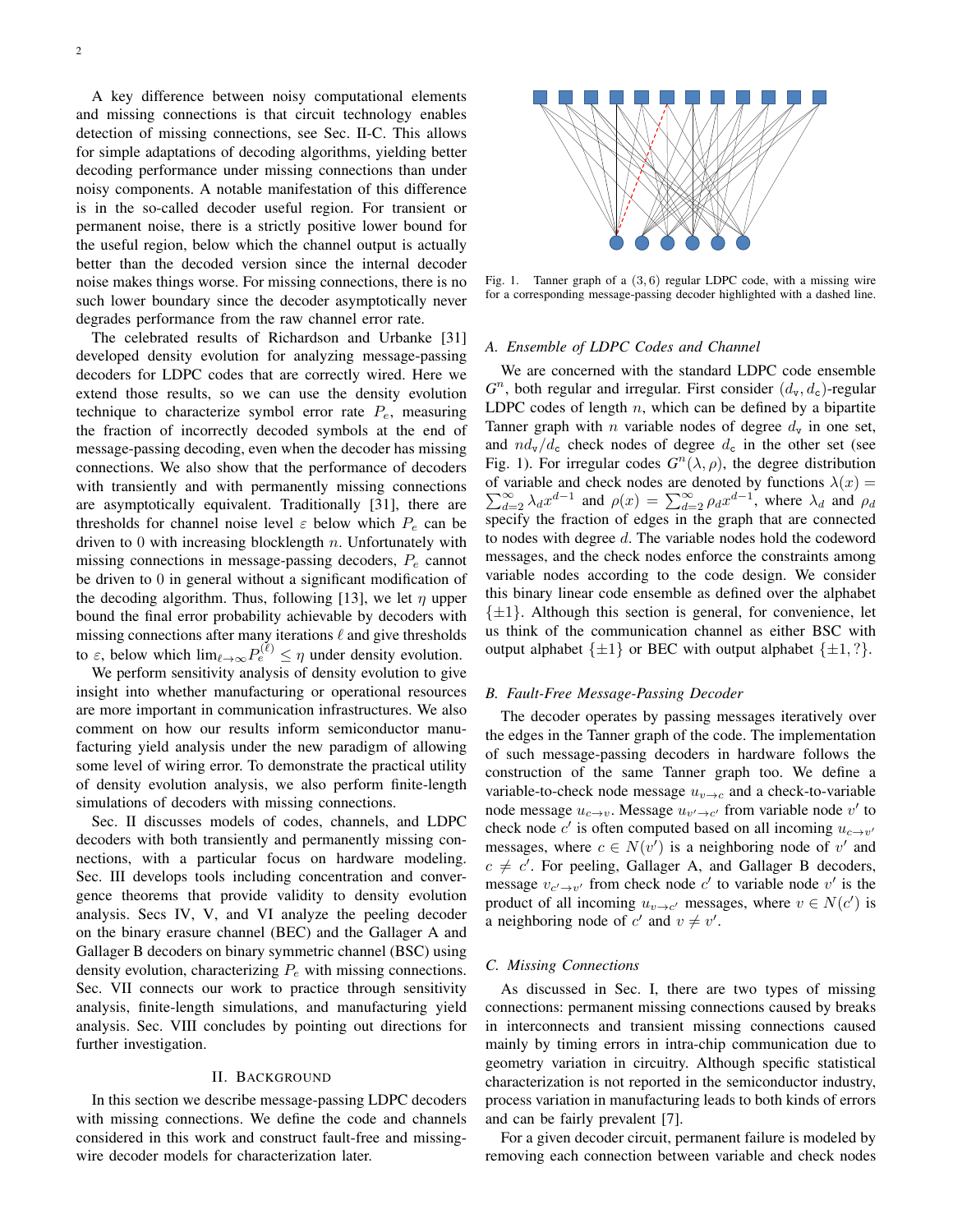A key difference between noisy computational elements and missing connections is that circuit technology enables detection of missing connections, see Sec. II-C. This allows for simple adaptations of decoding algorithms, yielding better decoding performance under missing connections than under noisy components. A notable manifestation of this difference is in the so-called decoder useful region. For transient or permanent noise, there is a strictly positive lower bound for the useful region, below which the channel output is actually better than the decoded version since the internal decoder noise makes things worse. For missing connections, there is no such lower boundary since the decoder asymptotically never degrades performance from the raw channel error rate.

The celebrated results of Richardson and Urbanke [31] developed density evolution for analyzing message-passing decoders for LDPC codes that are correctly wired. Here we extend those results, so we can use the density evolution technique to characterize symbol error rate $P_e$, measuring the fraction of incorrectly decoded symbols at the end of message-passing decoding, even when the decoder has missing connections. We also show that the performance of decoders with transiently and with permanently missing connections are asymptotically equivalent. Traditionally [31], there are thresholds for channel noise level $\varepsilon$ below which $P_e$ can be driven to 0 with increasing blocklength $n$. Unfortunately with missing connections in message-passing decoders, $P_e$ cannot be driven to 0 in general without a significant modification of the decoding algorithm. Thus, following [13], we let $\eta$ upper bound the final error probability achievable by decoders with missing connections after many iterations $\ell$ and give thresholds to $\varepsilon$, below which $\lim_{\ell\to\infty} P_e^{(\ell)} \leq \eta$ under density evolution.

We perform sensitivity analysis of density evolution to give insight into whether manufacturing or operational resources are more important in communication infrastructures. We also comment on how our results inform semiconductor manufacturing yield analysis under the new paradigm of allowing some level of wiring error. To demonstrate the practical utility of density evolution analysis, we also perform finite-length simulations of decoders with missing connections.

Sec. II discusses models of codes, channels, and LDPC decoders with both transiently and permanently missing connections, with a particular focus on hardware modeling. Sec. III develops tools including concentration and convergence theorems that provide validity to density evolution analysis. Secs IV, V, and VI analyze the peeling decoder on the binary erasure channel (BEC) and the Gallager A and Gallager B decoders on binary symmetric channel (BSC) using density evolution, characterizing $P_e$ with missing connections. Sec. VII connects our work to practice through sensitivity analysis, finite-length simulations, and manufacturing yield analysis. Sec. VIII concludes by pointing out directions for further investigation.

## II. Background

In this section we describe message-passing LDPC decoders with missing connections. We define the code and channels considered in this work and construct fault-free and missing-wire decoder models for characterization later.

Fig. 1. Tanner graph of a $(3, 6)$ regular LDPC code, with a missing wire for a corresponding message-passing decoder highlighted with a dashed line.

### A. Ensemble of LDPC Codes and Channel

We are concerned with the standard LDPC code ensemble $G^n$, both regular and irregular. First consider $(d_\mathsf{v}, d_\mathsf{c})$-regular LDPC codes of length $n$, which can be defined by a bipartite Tanner graph with $n$ variable nodes of degree $d_\mathsf{v}$ in one set, and $nd_\mathsf{v}/d_\mathsf{c}$ check nodes of degree $d_\mathsf{c}$ in the other set (see Fig. 1). For irregular codes $G^n(\lambda, \rho)$, the degree distribution of variable and check nodes are denoted by functions $\lambda(x) = \sum_{d=2}^{\infty} \lambda_d x^{d-1}$ and $\rho(x) = \sum_{d=2}^{\infty} \rho_d x^{d-1}$, where $\lambda_d$ and $\rho_d$ specify the fraction of edges in the graph that are connected to nodes with degree $d$. The variable nodes hold the codeword messages, and the check nodes enforce the constraints among variable nodes according to the code design. We consider this binary linear code ensemble as defined over the alphabet $\{\pm 1\}$. Although this section is general, for convenience, let us think of the communication channel as either BSC with output alphabet $\{\pm 1\}$ or BEC with output alphabet $\{\pm 1, ?\}$.

### B. Fault-Free Message-Passing Decoder

The decoder operates by passing messages iteratively over the edges in the Tanner graph of the code. The implementation of such message-passing decoders in hardware follows the construction of the same Tanner graph too. We define a variable-to-check node message $u_{v\to c}$ and a check-to-variable node message $u_{c\to v}$. Message $u_{v'\to c'}$ from variable node $v'$ to check node $c'$ is often computed based on all incoming $u_{c\to v'}$ messages, where $c \in N(v')$ is a neighboring node of $v'$ and $c \neq c'$. For peeling, Gallager A, and Gallager B decoders, message $v_{c'\to v'}$ from check node $c'$ to variable node $v'$ is the product of all incoming $u_{v\to c'}$ messages, where $v \in N(c')$ is a neighboring node of $c'$ and $v \neq v'$.

### C. Missing Connections

As discussed in Sec. I, there are two types of missing connections: permanent missing connections caused by breaks in interconnects and transient missing connections caused mainly by timing errors in intra-chip communication due to geometry variation in circuitry. Although specific statistical characterization is not reported in the semiconductor industry, process variation in manufacturing leads to both kinds of errors and can be fairly prevalent [7].

For a given decoder circuit, permanent failure is modeled by removing each connection between variable and check nodes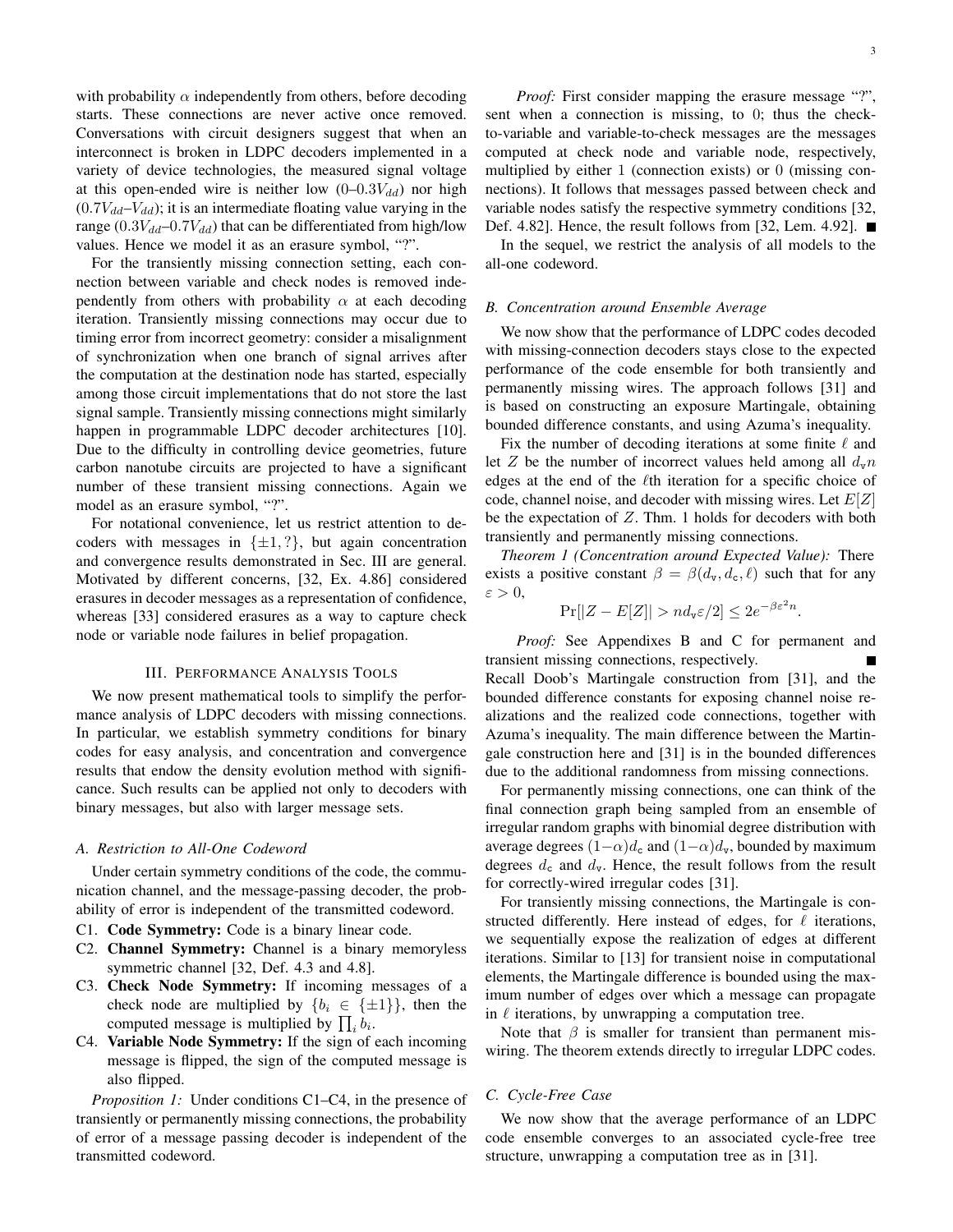with probability $\alpha$ independently from others, before decoding starts. These connections are never active once removed. Conversations with circuit designers suggest that when an interconnect is broken in LDPC decoders implemented in a variety of device technologies, the measured signal voltage at this open-ended wire is neither low ($0$–$0.3V_{dd}$) nor high ($0.7V_{dd}$–$V_{dd}$); it is an intermediate floating value varying in the range ($0.3V_{dd}$–$0.7V_{dd}$) that can be differentiated from high/low values. Hence we model it as an erasure symbol, "?".

For the transiently missing connection setting, each connection between variable and check nodes is removed independently from others with probability $\alpha$ at each decoding iteration. Transiently missing connections may occur due to timing error from incorrect geometry: consider a misalignment of synchronization when one branch of signal arrives after the computation at the destination node has started, especially among those circuit implementations that do not store the last signal sample. Transiently missing connections might similarly happen in programmable LDPC decoder architectures [10]. Due to the difficulty in controlling device geometries, future carbon nanotube circuits are projected to have a significant number of these transient missing connections. Again we model as an erasure symbol, "?".

For notational convenience, let us restrict attention to decoders with messages in $\{\pm 1, ?\}$, but again concentration and convergence results demonstrated in Sec. III are general. Motivated by different concerns, [32, Ex. 4.86] considered erasures in decoder messages as a representation of confidence, whereas [33] considered erasures as a way to capture check node or variable node failures in belief propagation.

## III. Performance Analysis Tools

We now present mathematical tools to simplify the performance analysis of LDPC decoders with missing connections. In particular, we establish symmetry conditions for binary codes for easy analysis, and concentration and convergence results that endow the density evolution method with significance. Such results can be applied not only to decoders with binary messages, but also with larger message sets.

### A. Restriction to All-One Codeword

Under certain symmetry conditions of the code, the communication channel, and the message-passing decoder, the probability of error is independent of the transmitted codeword.

C1. **Code Symmetry:** Code is a binary linear code.

C2. **Channel Symmetry:** Channel is a binary memoryless symmetric channel [32, Def. 4.3 and 4.8].

C3. **Check Node Symmetry:** If incoming messages of a check node are multiplied by $\{b_i \in \{\pm 1\}\}$, then the computed message is multiplied by $\prod_i b_i$.

C4. **Variable Node Symmetry:** If the sign of each incoming message is flipped, the sign of the computed message is also flipped.

*Proposition 1:* Under conditions C1–C4, in the presence of transiently or permanently missing connections, the probability of error of a message passing decoder is independent of the transmitted codeword.

*Proof:* First consider mapping the erasure message "?", sent when a connection is missing, to $0$; thus the check-to-variable and variable-to-check messages are the messages computed at check node and variable node, respectively, multiplied by either $1$ (connection exists) or $0$ (missing connections). It follows that messages passed between check and variable nodes satisfy the respective symmetry conditions [32, Def. 4.82]. Hence, the result follows from [32, Lem. 4.92]. ∎

In the sequel, we restrict the analysis of all models to the all-one codeword.

### B. Concentration around Ensemble Average

We now show that the performance of LDPC codes decoded with missing-connection decoders stays close to the expected performance of the code ensemble for both transiently and permanently missing wires. The approach follows [31] and is based on constructing an exposure Martingale, obtaining bounded difference constants, and using Azuma's inequality.

Fix the number of decoding iterations at some finite $\ell$ and let $Z$ be the number of incorrect values held among all $d_{\mathtt{v}}n$ edges at the end of the $\ell$th iteration for a specific choice of code, channel noise, and decoder with missing wires. Let $E[Z]$ be the expectation of $Z$. Thm. 1 holds for decoders with both transiently and permanently missing connections.

*Theorem 1 (Concentration around Expected Value):* There exists a positive constant $\beta = \beta(d_{\mathtt{v}}, d_{\mathtt{c}}, \ell)$ such that for any $\varepsilon > 0$,

$$\Pr[|Z - E[Z]| > nd_{\mathtt{v}}\varepsilon/2] \leq 2e^{-\beta\varepsilon^2 n}.$$

*Proof:* See Appendixes B and C for permanent and transient missing connections, respectively. ∎

Recall Doob's Martingale construction from [31], and the bounded difference constants for exposing channel noise realizations and the realized code connections, together with Azuma's inequality. The main difference between the Martingale construction here and [31] is in the bounded differences due to the additional randomness from missing connections.

For permanently missing connections, one can think of the final connection graph being sampled from an ensemble of irregular random graphs with binomial degree distribution with average degrees $(1-\alpha)d_{\mathtt{c}}$ and $(1-\alpha)d_{\mathtt{v}}$, bounded by maximum degrees $d_{\mathtt{c}}$ and $d_{\mathtt{v}}$. Hence, the result follows from the result for correctly-wired irregular codes [31].

For transiently missing connections, the Martingale is constructed differently. Here instead of edges, for $\ell$ iterations, we sequentially expose the realization of edges at different iterations. Similar to [13] for transient noise in computational elements, the Martingale difference is bounded using the maximum number of edges over which a message can propagate in $\ell$ iterations, by unwrapping a computation tree.

Note that $\beta$ is smaller for transient than permanent miswiring. The theorem extends directly to irregular LDPC codes.

### C. Cycle-Free Case

We now show that the average performance of an LDPC code ensemble converges to an associated cycle-free tree structure, unwrapping a computation tree as in [31].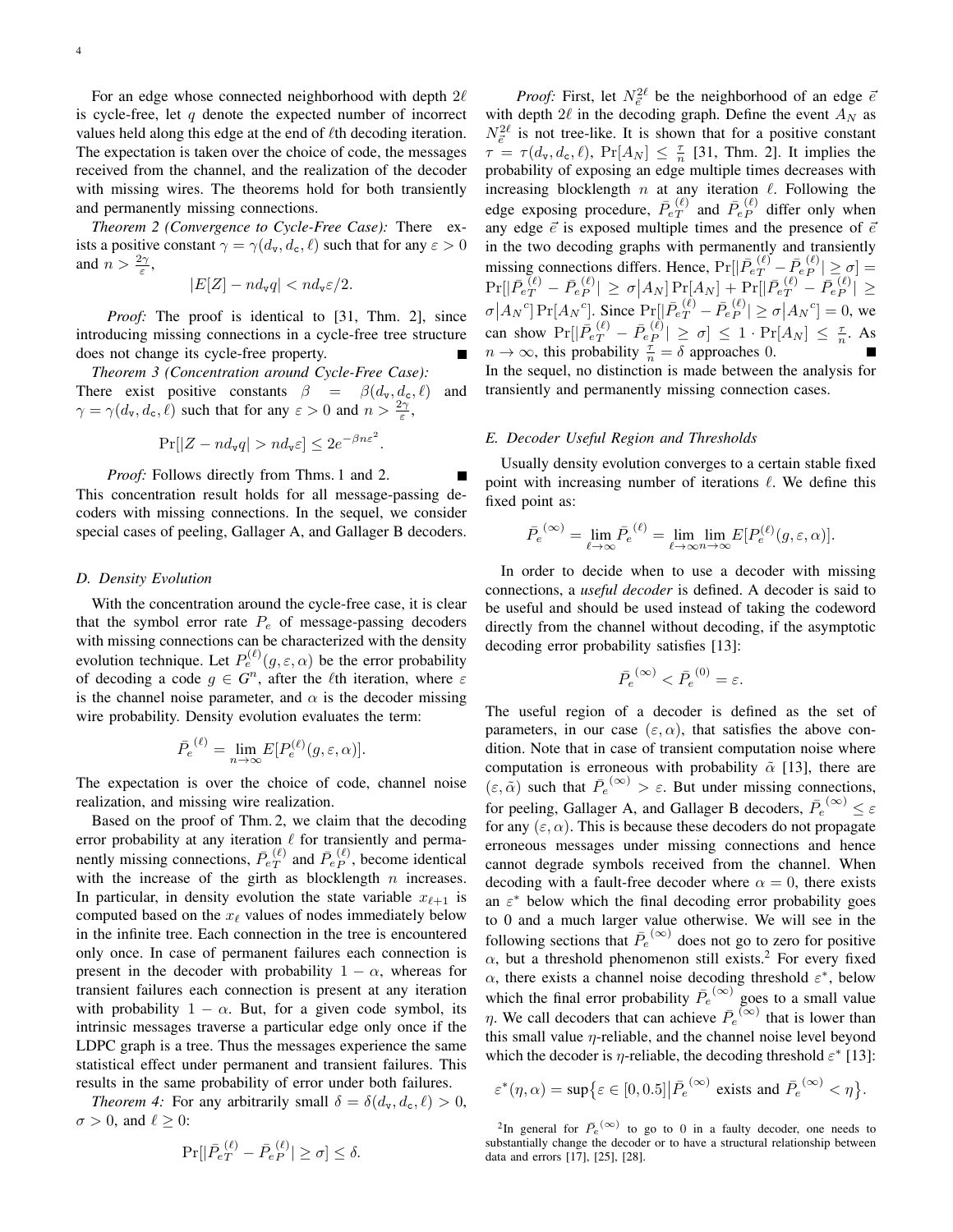For an edge whose connected neighborhood with depth $2\ell$ is cycle-free, let $q$ denote the expected number of incorrect values held along this edge at the end of $\ell$th decoding iteration. The expectation is taken over the choice of code, the messages received from the channel, and the realization of the decoder with missing wires. The theorems hold for both transiently and permanently missing connections.

*Theorem 2 (Convergence to Cycle-Free Case):* There exists a positive constant $\gamma = \gamma(d_\mathtt{v}, d_\mathtt{c}, \ell)$ such that for any $\varepsilon > 0$ and $n > \frac{2\gamma}{\varepsilon}$,

$$|E[Z] - nd_\mathtt{v}q| < nd_\mathtt{v}\varepsilon/2.$$

*Proof:* The proof is identical to [31, Thm. 2], since introducing missing connections in a cycle-free tree structure does not change its cycle-free property. ■

*Theorem 3 (Concentration around Cycle-Free Case):* There exist positive constants $\beta = \beta(d_\mathtt{v}, d_\mathtt{c}, \ell)$ and $\gamma = \gamma(d_\mathtt{v}, d_\mathtt{c}, \ell)$ such that for any $\varepsilon > 0$ and $n > \frac{2\gamma}{\varepsilon}$,

$$\Pr[|Z - nd_\mathtt{v}q| > nd_\mathtt{v}\varepsilon] \leq 2e^{-\beta n\varepsilon^2}.$$

*Proof:* Follows directly from Thms. 1 and 2. ■

This concentration result holds for all message-passing decoders with missing connections. In the sequel, we consider special cases of peeling, Gallager A, and Gallager B decoders.

### D. Density Evolution

With the concentration around the cycle-free case, it is clear that the symbol error rate $P_e$ of message-passing decoders with missing connections can be characterized with the density evolution technique. Let $P_e^{(\ell)}(g, \varepsilon, \alpha)$ be the error probability of decoding a code $g \in G^n$, after the $\ell$th iteration, where $\varepsilon$ is the channel noise parameter, and $\alpha$ is the decoder missing wire probability. Density evolution evaluates the term:

$$\bar{P}_e^{(\ell)} = \lim_{n\to\infty} E[P_e^{(\ell)}(g, \varepsilon, \alpha)].$$

The expectation is over the choice of code, channel noise realization, and missing wire realization.

Based on the proof of Thm. 2, we claim that the decoding error probability at any iteration $\ell$ for transiently and permanently missing connections, $\bar{P}_{eT}^{(\ell)}$ and $\bar{P}_{eP}^{(\ell)}$, become identical with the increase of the girth as blocklength $n$ increases. In particular, in density evolution the state variable $x_{\ell+1}$ is computed based on the $x_\ell$ values of nodes immediately below in the infinite tree. Each connection in the tree is encountered only once. In case of permanent failures each connection is present in the decoder with probability $1 - \alpha$, whereas for transient failures each connection is present at any iteration with probability $1 - \alpha$. But, for a given code symbol, its intrinsic messages traverse a particular edge only once if the LDPC graph is a tree. Thus the messages experience the same statistical effect under permanent and transient failures. This results in the same probability of error under both failures.

*Theorem 4:* For any arbitrarily small $\delta = \delta(d_\mathtt{v}, d_\mathtt{c}, \ell) > 0$, $\sigma > 0$, and $\ell \geq 0$:

$$\Pr[|\bar{P}_{eT}^{(\ell)} - \bar{P}_{eP}^{(\ell)}| \geq \sigma] \leq \delta.$$

*Proof:* First, let $N_{\vec{e}}^{2\ell}$ be the neighborhood of an edge $\vec{e}$ with depth $2\ell$ in the decoding graph. Define the event $A_N$ as $N_{\vec{e}}^{2\ell}$ is not tree-like. It is shown that for a positive constant $\tau = \tau(d_\mathtt{v}, d_\mathtt{c}, \ell)$, $\Pr[A_N] \leq \frac{\tau}{n}$ [31, Thm. 2]. It implies the probability of exposing an edge multiple times decreases with increasing blocklength $n$ at any iteration $\ell$. Following the edge exposing procedure, $\bar{P}_{eT}^{(\ell)}$ and $\bar{P}_{eP}^{(\ell)}$ differ only when any edge $\vec{e}$ is exposed multiple times and the presence of $\vec{e}$ in the two decoding graphs with permanently and transiently missing connections differs. Hence, $\Pr[|\bar{P}_{eT}^{(\ell)} - \bar{P}_{eP}^{(\ell)}| \geq \sigma] = \Pr[|\bar{P}_{eT}^{(\ell)} - \bar{P}_{eP}^{(\ell)}| \geq \sigma | A_N]\Pr[A_N] + \Pr[|\bar{P}_{eT}^{(\ell)} - \bar{P}_{eP}^{(\ell)}| \geq \sigma | A_N{}^c]\Pr[A_N{}^c]$. Since $\Pr[|\bar{P}_{eT}^{(\ell)} - \bar{P}_{eP}^{(\ell)}| \geq \sigma | A_N{}^c] = 0$, we can show $\Pr[|\bar{P}_{eT}^{(\ell)} - \bar{P}_{eP}^{(\ell)}| \geq \sigma] \leq 1 \cdot \Pr[A_N] \leq \frac{\tau}{n}$. As $n \to \infty$, this probability $\frac{\tau}{n} = \delta$ approaches 0. ■

In the sequel, no distinction is made between the analysis for transiently and permanently missing connection cases.

### E. Decoder Useful Region and Thresholds

Usually density evolution converges to a certain stable fixed point with increasing number of iterations $\ell$. We define this fixed point as:

$$\bar{P}_e^{(\infty)} = \lim_{\ell\to\infty} \bar{P}_e^{(\ell)} = \lim_{\ell\to\infty}\lim_{n\to\infty} E[P_e^{(\ell)}(g, \varepsilon, \alpha)].$$

In order to decide when to use a decoder with missing connections, a *useful decoder* is defined. A decoder is said to be useful and should be used instead of taking the codeword directly from the channel without decoding, if the asymptotic decoding error probability satisfies [13]:

$$\bar{P}_e^{(\infty)} < \bar{P}_e^{(0)} = \varepsilon.$$

The useful region of a decoder is defined as the set of parameters, in our case $(\varepsilon, \alpha)$, that satisfies the above condition. Note that in case of transient computation noise where computation is erroneous with probability $\tilde{\alpha}$ [13], there are $(\varepsilon, \tilde{\alpha})$ such that $\bar{P}_e^{(\infty)} > \varepsilon$. But under missing connections, for peeling, Gallager A, and Gallager B decoders, $\bar{P}_e^{(\infty)} \leq \varepsilon$ for any $(\varepsilon, \alpha)$. This is because these decoders do not propagate erroneous messages under missing connections and hence cannot degrade symbols received from the channel. When decoding with a fault-free decoder where $\alpha = 0$, there exists an $\varepsilon^*$ below which the final decoding error probability goes to 0 and a much larger value otherwise. We will see in the following sections that $\bar{P}_e^{(\infty)}$ does not go to zero for positive $\alpha$, but a threshold phenomenon still exists.[2] For every fixed $\alpha$, there exists a channel noise decoding threshold $\varepsilon^*$, below which the final error probability $\bar{P}_e^{(\infty)}$ goes to a small value $\eta$. We call decoders that can achieve $\bar{P}_e^{(\infty)}$ that is lower than this small value $\eta$-reliable, and the channel noise level beyond which the decoder is $\eta$-reliable, the decoding threshold $\varepsilon^*$ [13]:

$$\varepsilon^*(\eta, \alpha) = \sup\{\varepsilon \in [0, 0.5] | \bar{P}_e^{(\infty)} \text{ exists and } \bar{P}_e^{(\infty)} < \eta\}.$$

[2] In general for $\bar{P}_e^{(\infty)}$ to go to 0 in a faulty decoder, one needs to substantially change the decoder or to have a structural relationship between data and errors [17], [25], [28].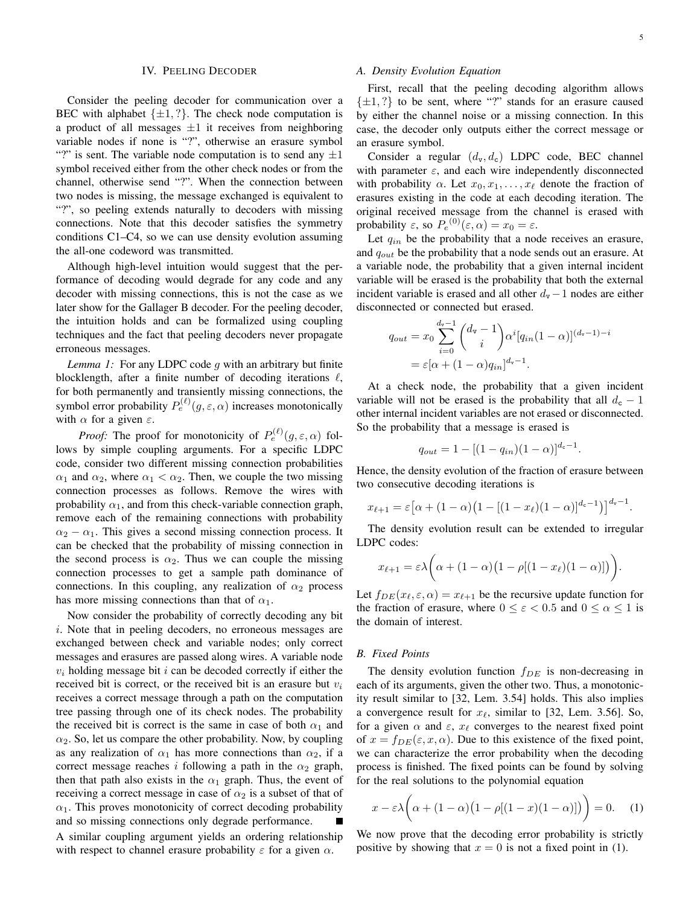## IV. Peeling Decoder

Consider the peeling decoder for communication over a BEC with alphabet $\{\pm 1, ?\}$. The check node computation is a product of all messages $\pm 1$ it receives from neighboring variable nodes if none is "?", otherwise an erasure symbol "?" is sent. The variable node computation is to send any $\pm 1$ symbol received either from the other check nodes or from the channel, otherwise send "?". When the connection between two nodes is missing, the message exchanged is equivalent to "?", so peeling extends naturally to decoders with missing connections. Note that this decoder satisfies the symmetry conditions C1–C4, so we can use density evolution assuming the all-one codeword was transmitted.

Although high-level intuition would suggest that the performance of decoding would degrade for any code and any decoder with missing connections, this is not the case as we later show for the Gallager B decoder. For the peeling decoder, the intuition holds and can be formalized using coupling techniques and the fact that peeling decoders never propagate erroneous messages.

*Lemma 1:* For any LDPC code $g$ with an arbitrary but finite blocklength, after a finite number of decoding iterations $\ell$, for both permanently and transiently missing connections, the symbol error probability $P_e^{(\ell)}(g, \varepsilon, \alpha)$ increases monotonically with $\alpha$ for a given $\varepsilon$.

*Proof:* The proof for monotonicity of $P_e^{(\ell)}(g, \varepsilon, \alpha)$ follows by simple coupling arguments. For a specific LDPC code, consider two different missing connection probabilities $\alpha_1$ and $\alpha_2$, where $\alpha_1 < \alpha_2$. Then, we couple the two missing connection processes as follows. Remove the wires with probability $\alpha_1$, and from this check-variable connection graph, remove each of the remaining connections with probability $\alpha_2 - \alpha_1$. This gives a second missing connection process. It can be checked that the probability of missing connection in the second process is $\alpha_2$. Thus we can couple the missing connection processes to get a sample path dominance of connections. In this coupling, any realization of $\alpha_2$ process has more missing connections than that of $\alpha_1$.

Now consider the probability of correctly decoding any bit $i$. Note that in peeling decoders, no erroneous messages are exchanged between check and variable nodes; only correct messages and erasures are passed along wires. A variable node $v_i$ holding message bit $i$ can be decoded correctly if either the received bit is correct, or the received bit is an erasure but $v_i$ receives a correct message through a path on the computation tree passing through one of its check nodes. The probability the received bit is correct is the same in case of both $\alpha_1$ and $\alpha_2$. So, let us compare the other probability. Now, by coupling as any realization of $\alpha_1$ has more connections than $\alpha_2$, if a correct message reaches $i$ following a path in the $\alpha_2$ graph, then that path also exists in the $\alpha_1$ graph. Thus, the event of receiving a correct message in case of $\alpha_2$ is a subset of that of $\alpha_1$. This proves monotonicity of correct decoding probability and so missing connections only degrade performance. ∎

A similar coupling argument yields an ordering relationship with respect to channel erasure probability $\varepsilon$ for a given $\alpha$.

### A. Density Evolution Equation

First, recall that the peeling decoding algorithm allows $\{\pm 1, ?\}$ to be sent, where "?" stands for an erasure caused by either the channel noise or a missing connection. In this case, the decoder only outputs either the correct message or an erasure symbol.

Consider a regular $(d_{\mathtt{v}}, d_{\mathtt{c}})$ LDPC code, BEC channel with parameter $\varepsilon$, and each wire independently disconnected with probability $\alpha$. Let $x_0, x_1, \ldots, x_\ell$ denote the fraction of erasures existing in the code at each decoding iteration. The original received message from the channel is erased with probability $\varepsilon$, so $P_e^{(0)}(\varepsilon, \alpha) = x_0 = \varepsilon$.

Let $q_{in}$ be the probability that a node receives an erasure, and $q_{out}$ be the probability that a node sends out an erasure. At a variable node, the probability that a given internal incident variable will be erased is the probability that both the external incident variable is erased and all other $d_{\mathtt{v}} - 1$ nodes are either disconnected or connected but erased.

$$q_{out} = x_0 \sum_{i=0}^{d_{\mathtt{v}}-1} \binom{d_{\mathtt{v}}-1}{i} \alpha^i [q_{in}(1-\alpha)]^{(d_{\mathtt{v}}-1)-i}$$
$$= \varepsilon[\alpha + (1-\alpha) q_{in}]^{d_{\mathtt{v}}-1}.$$

At a check node, the probability that a given incident variable will not be erased is the probability that all $d_{\mathtt{c}} - 1$ other internal incident variables are not erased or disconnected. So the probability that a message is erased is

$$q_{out} = 1 - [(1-q_{in})(1-\alpha)]^{d_{\mathtt{c}}-1}.$$

Hence, the density evolution of the fraction of erasure between two consecutive decoding iterations is

$$x_{\ell+1} = \varepsilon\big[\alpha + (1-\alpha)\big(1 - [(1-x_\ell)(1-\alpha)]^{d_{\mathtt{c}}-1}\big)\big]^{d_{\mathtt{v}}-1}.$$

The density evolution result can be extended to irregular LDPC codes:

$$x_{\ell+1} = \varepsilon \lambda\bigg(\alpha + (1-\alpha)\big(1 - \rho[(1-x_\ell)(1-\alpha)]\big)\bigg).$$

Let $f_{DE}(x_\ell, \varepsilon, \alpha) = x_{\ell+1}$ be the recursive update function for the fraction of erasure, where $0 \le \varepsilon < 0.5$ and $0 \le \alpha \le 1$ is the domain of interest.

### B. Fixed Points

The density evolution function $f_{DE}$ is non-decreasing in each of its arguments, given the other two. Thus, a monotonicity result similar to [32, Lem. 3.54] holds. This also implies a convergence result for $x_\ell$, similar to [32, Lem. 3.56]. So, for a given $\alpha$ and $\varepsilon$, $x_\ell$ converges to the nearest fixed point of $x = f_{DE}(\varepsilon, x, \alpha)$. Due to this existence of the fixed point, we can characterize the error probability when the decoding process is finished. The fixed points can be found by solving for the real solutions to the polynomial equation

$$x - \varepsilon \lambda\bigg(\alpha + (1-\alpha)\big(1 - \rho[(1-x)(1-\alpha)]\big)\bigg) = 0. \quad (1)$$

We now prove that the decoding error probability is strictly positive by showing that $x = 0$ is not a fixed point in (1).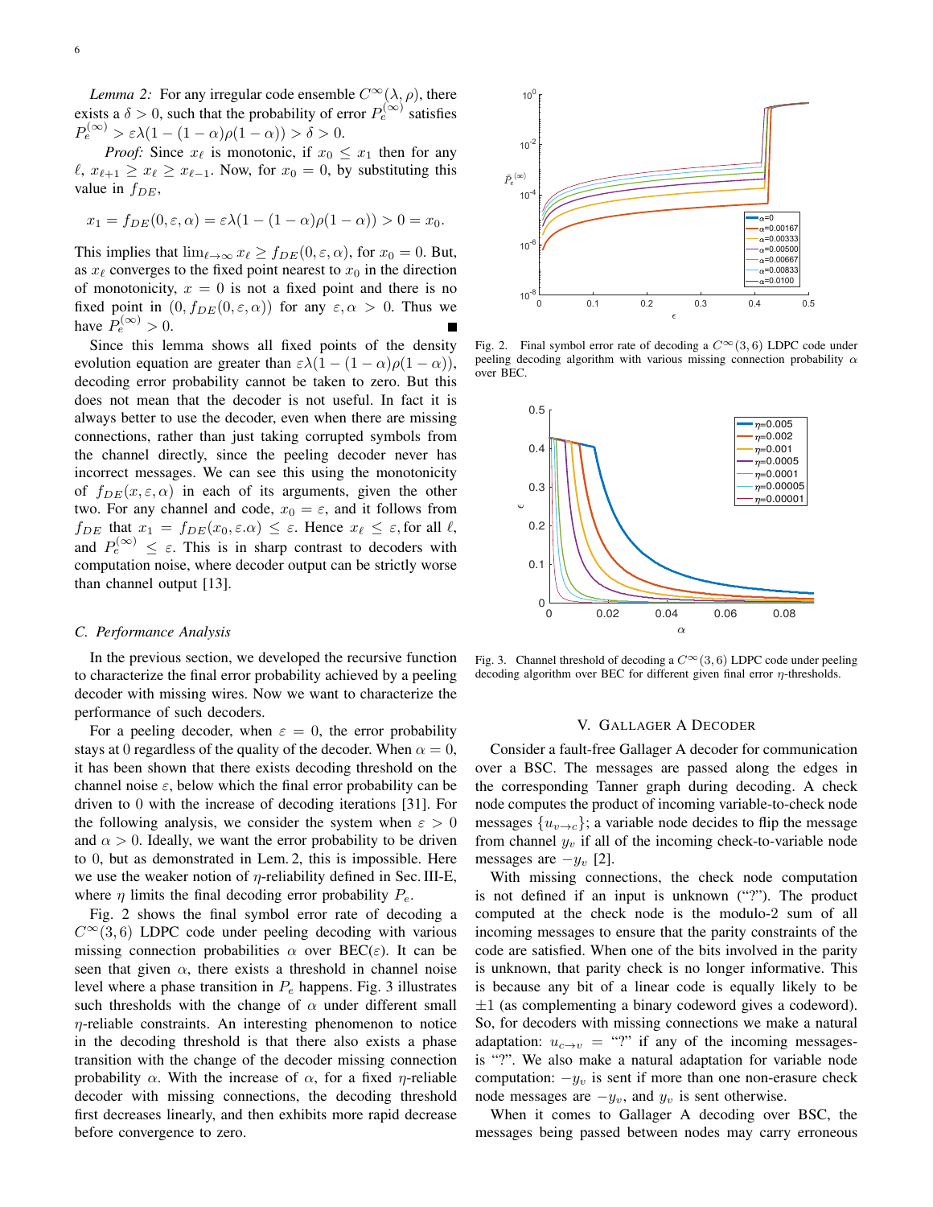*Lemma 2:* For any irregular code ensemble $C^{\infty}(\lambda, \rho)$, there exists a $\delta > 0$, such that the probability of error $P_e^{(\infty)}$ satisfies $P_e^{(\infty)} > \varepsilon\lambda(1-(1-\alpha)\rho(1-\alpha)) > \delta > 0$.

*Proof:* Since $x_\ell$ is monotonic, if $x_0 \le x_1$ then for any $\ell$, $x_{\ell+1} \ge x_\ell \ge x_{\ell-1}$. Now, for $x_0 = 0$, by substituting this value in $f_{DE}$,

$$x_1 = f_{DE}(0, \varepsilon, \alpha) = \varepsilon\lambda(1-(1-\alpha)\rho(1-\alpha)) > 0 = x_0.$$

This implies that $\lim_{\ell\to\infty} x_\ell \ge f_{DE}(0, \varepsilon, \alpha)$, for $x_0 = 0$. But, as $x_\ell$ converges to the fixed point nearest to $x_0$ in the direction of monotonicity, $x = 0$ is not a fixed point and there is no fixed point in $(0, f_{DE}(0, \varepsilon, \alpha))$ for any $\varepsilon, \alpha > 0$. Thus we have $P_e^{(\infty)} > 0$. ∎

Since this lemma shows all fixed points of the density evolution equation are greater than $\varepsilon\lambda(1-(1-\alpha)\rho(1-\alpha))$, decoding error probability cannot be taken to zero. But this does not mean that the decoder is not useful. In fact it is always better to use the decoder, even when there are missing connections, rather than just taking corrupted symbols from the channel directly, since the peeling decoder never has incorrect messages. We can see this using the monotonicity of $f_{DE}(x, \varepsilon, \alpha)$ in each of its arguments, given the other two. For any channel and code, $x_0 = \varepsilon$, and it follows from $f_{DE}$ that $x_1 = f_{DE}(x_0, \varepsilon.\alpha) \le \varepsilon$. Hence $x_\ell \le \varepsilon$, for all $\ell$, and $P_e^{(\infty)} \le \varepsilon$. This is in sharp contrast to decoders with computation noise, where decoder output can be strictly worse than channel output [13].

### C. Performance Analysis

In the previous section, we developed the recursive function to characterize the final error probability achieved by a peeling decoder with missing wires. Now we want to characterize the performance of such decoders.

For a peeling decoder, when $\varepsilon = 0$, the error probability stays at 0 regardless of the quality of the decoder. When $\alpha = 0$, it has been shown that there exists decoding threshold on the channel noise $\varepsilon$, below which the final error probability can be driven to 0 with the increase of decoding iterations [31]. For the following analysis, we consider the system when $\varepsilon > 0$ and $\alpha > 0$. Ideally, we want the error probability to be driven to 0, but as demonstrated in Lem. 2, this is impossible. Here we use the weaker notion of $\eta$-reliability defined in Sec. III-E, where $\eta$ limits the final decoding error probability $P_e$.

Fig. 2 shows the final symbol error rate of decoding a $C^{\infty}(3, 6)$ LDPC code under peeling decoding with various missing connection probabilities $\alpha$ over BEC($\varepsilon$). It can be seen that given $\alpha$, there exists a threshold in channel noise level where a phase transition in $P_e$ happens. Fig. 3 illustrates such thresholds with the change of $\alpha$ under different small $\eta$-reliable constraints. An interesting phenomenon to notice in the decoding threshold is that there also exists a phase transition with the change of the decoder missing connection probability $\alpha$. With the increase of $\alpha$, for a fixed $\eta$-reliable decoder with missing connections, the decoding threshold first decreases linearly, and then exhibits more rapid decrease before convergence to zero.

Fig. 2. Final symbol error rate of decoding a $C^{\infty}(3, 6)$ LDPC code under peeling decoding algorithm with various missing connection probability $\alpha$ over BEC.

Fig. 3. Channel threshold of decoding a $C^{\infty}(3, 6)$ LDPC code under peeling decoding algorithm over BEC for different given final error $\eta$-thresholds.

## V. Gallager A Decoder

Consider a fault-free Gallager A decoder for communication over a BSC. The messages are passed along the edges in the corresponding Tanner graph during decoding. A check node computes the product of incoming variable-to-check node messages $\{u_{v\to c}\}$; a variable node decides to flip the message from channel $y_v$ if all of the incoming check-to-variable node messages are $-y_v$ [2].

With missing connections, the check node computation is not defined if an input is unknown ("?"). The product computed at the check node is the modulo-2 sum of all incoming messages to ensure that the parity constraints of the code are satisfied. When one of the bits involved in the parity is unknown, that parity check is no longer informative. This is because any bit of a linear code is equally likely to be $\pm 1$ (as complementing a binary codeword gives a codeword). So, for decoders with missing connections we make a natural adaptation: $u_{c\to v}$ = "?" if any of the incoming messages is "?". We also make a natural adaptation for variable node computation: $-y_v$ is sent if more than one non-erasure check node messages are $-y_v$, and $y_v$ is sent otherwise.

When it comes to Gallager A decoding over BSC, the messages being passed between nodes may carry erroneous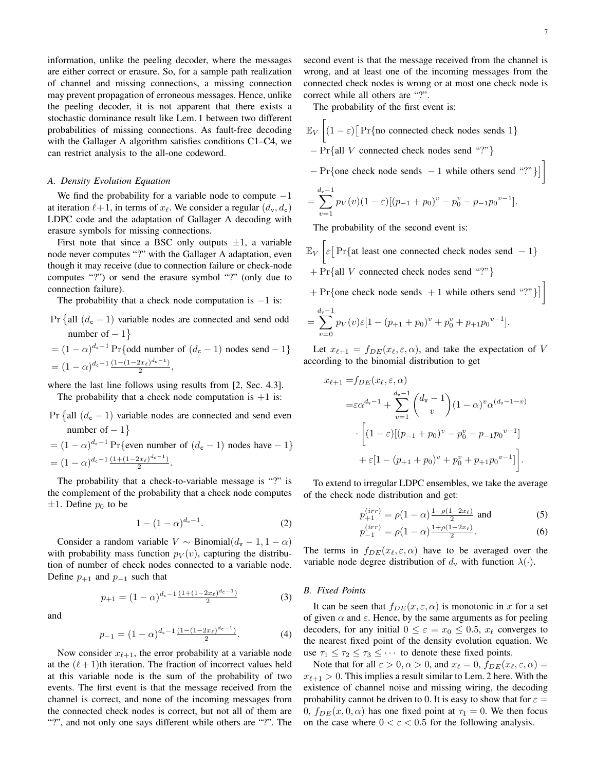information, unlike the peeling decoder, where the messages are either correct or erasure. So, for a sample path realization of channel and missing connections, a missing connection may prevent propagation of erroneous messages. Hence, unlike the peeling decoder, it is not apparent that there exists a stochastic dominance result like Lem. 1 between two different probabilities of missing connections. As fault-free decoding with the Gallager A algorithm satisfies conditions C1–C4, we can restrict analysis to the all-one codeword.

### A. Density Evolution Equation

We find the probability for a variable node to compute $-1$ at iteration $\ell+1$, in terms of $x_\ell$. We consider a regular $(d_v, d_c)$ LDPC code and the adaptation of Gallager A decoding with erasure symbols for missing connections.

First note that since a BSC only outputs $\pm 1$, a variable node never computes "?" with the Gallager A adaptation, even though it may receive (due to connection failure or check-node computes "?") or send the erasure symbol "?" (only due to connection failure).

The probability that a check node computation is $-1$ is:

$$
\begin{aligned}
&\Pr\{\text{all } (d_c-1) \text{ variable nodes are connected and send odd number of } -1\} \\
&= (1-\alpha)^{d_c-1}\Pr\{\text{odd number of } (d_c-1) \text{ nodes send } -1\} \\
&= (1-\alpha)^{d_c-1}\tfrac{(1-(1-2x_\ell)^{d_c-1})}{2},
\end{aligned}
$$

where the last line follows using results from [2, Sec. 4.3].

The probability that a check node computation is $+1$ is:

$$
\begin{aligned}
&\Pr\{\text{all } (d_c-1) \text{ variable nodes are connected and send even number of } -1\} \\
&= (1-\alpha)^{d_c-1}\Pr\{\text{even number of } (d_c-1) \text{ nodes have } -1\} \\
&= (1-\alpha)^{d_c-1}\tfrac{(1+(1-2x_\ell)^{d_c-1})}{2}.
\end{aligned}
$$

The probability that a check-to-variable message is "?" is the complement of the probability that a check node computes $\pm 1$. Define $p_0$ to be

$$
1-(1-\alpha)^{d_c-1}. \tag{2}
$$

Consider a random variable $V \sim \text{Binomial}(d_v-1, 1-\alpha)$ with probability mass function $p_V(v)$, capturing the distribution of number of check nodes connected to a variable node. Define $p_{+1}$ and $p_{-1}$ such that

$$
p_{+1} = (1-\alpha)^{d_c-1}\tfrac{(1+(1-2x_\ell)^{d_c-1})}{2} \tag{3}
$$

and

$$
p_{-1} = (1-\alpha)^{d_c-1}\tfrac{(1-(1-2x_\ell)^{d_c-1})}{2}. \tag{4}
$$

Now consider $x_{\ell+1}$, the error probability at a variable node at the $(\ell+1)$th iteration. The fraction of incorrect values held at this variable node is the sum of the probability of two events. The first event is that the message received from the channel is correct, and none of the incoming messages from the connected check nodes is correct, but not all of them are "?", and not only one says different while others are "?". The second event is that the message received from the channel is wrong, and at least one of the incoming messages from the connected check nodes is wrong or at most one check node is correct while all others are "?".

The probability of the first event is:

$$
\begin{aligned}
&\mathbb{E}_V\Big[(1-\varepsilon)\big[\Pr\{\text{no connected check nodes sends } 1\} \\
&- \Pr\{\text{all } V \text{ connected check nodes send "?"}\} \\
&- \Pr\{\text{one check node sends } -1 \text{ while others send "?"}\}\big]\Big] \\
&= \sum_{v=1}^{d_v-1} p_V(v)(1-\varepsilon)[(p_{-1}+p_0)^v - p_0^v - p_{-1}p_0^{\,v-1}].
\end{aligned}
$$

The probability of the second event is:

$$
\begin{aligned}
&\mathbb{E}_V\Big[\varepsilon\big[\Pr\{\text{at least one connected check nodes send } -1\} \\
&+ \Pr\{\text{all } V \text{ connected check nodes send "?"}\} \\
&+ \Pr\{\text{one check node sends } +1 \text{ while others send "?"}\}\big]\Big] \\
&= \sum_{v=0}^{d_v-1} p_V(v)\varepsilon[1-(p_{+1}+p_0)^v + p_0^v + p_{+1}p_0^{\,v-1}].
\end{aligned}
$$

Let $x_{\ell+1} = f_{DE}(x_\ell, \varepsilon, \alpha)$, and take the expectation of $V$ according to the binomial distribution to get

$$
\begin{aligned}
x_{\ell+1} =& f_{DE}(x_\ell, \varepsilon, \alpha) \\
=& \varepsilon\alpha^{d_v-1} + \sum_{v=1}^{d_v-1}\binom{d_v-1}{v}(1-\alpha)^v\alpha^{(d_v-1-v)} \\
&\cdot\Big[(1-\varepsilon)[(p_{-1}+p_0)^v - p_0^v - p_{-1}p_0^{\,v-1}] \\
&+ \varepsilon[1-(p_{+1}+p_0)^v + p_0^v + p_{+1}p_0^{\,v-1}]\Big].
\end{aligned}
$$

To extend to irregular LDPC ensembles, we take the average of the check node distribution and get:

$$
p_{+1}^{(irr)} = \rho(1-\alpha)\tfrac{1-\rho(1-2x_\ell)}{2} \text{ and} \tag{5}
$$

$$
p_{-1}^{(irr)} = \rho(1-\alpha)\tfrac{1+\rho(1-2x_\ell)}{2}. \tag{6}
$$

The terms in $f_{DE}(x_\ell, \varepsilon, \alpha)$ have to be averaged over the variable node degree distribution of $d_v$ with function $\lambda(\cdot)$.

### B. Fixed Points

It can be seen that $f_{DE}(x, \varepsilon, \alpha)$ is monotonic in $x$ for a set of given $\alpha$ and $\varepsilon$. Hence, by the same arguments as for peeling decoders, for any initial $0 \le \varepsilon = x_0 \le 0.5$, $x_\ell$ converges to the nearest fixed point of the density evolution equation. We use $\tau_1 \le \tau_2 \le \tau_3 \le \cdots$ to denote these fixed points.

Note that for all $\varepsilon > 0, \alpha > 0$, and $x_\ell = 0$, $f_{DE}(x_\ell, \varepsilon, \alpha) = x_{\ell+1} > 0$. This implies a result similar to Lem. 2 here. With the existence of channel noise and missing wiring, the decoding probability cannot be driven to 0. It is easy to show that for $\varepsilon = 0$, $f_{DE}(x, 0, \alpha)$ has one fixed point at $\tau_1 = 0$. We then focus on the case where $0 < \varepsilon < 0.5$ for the following analysis.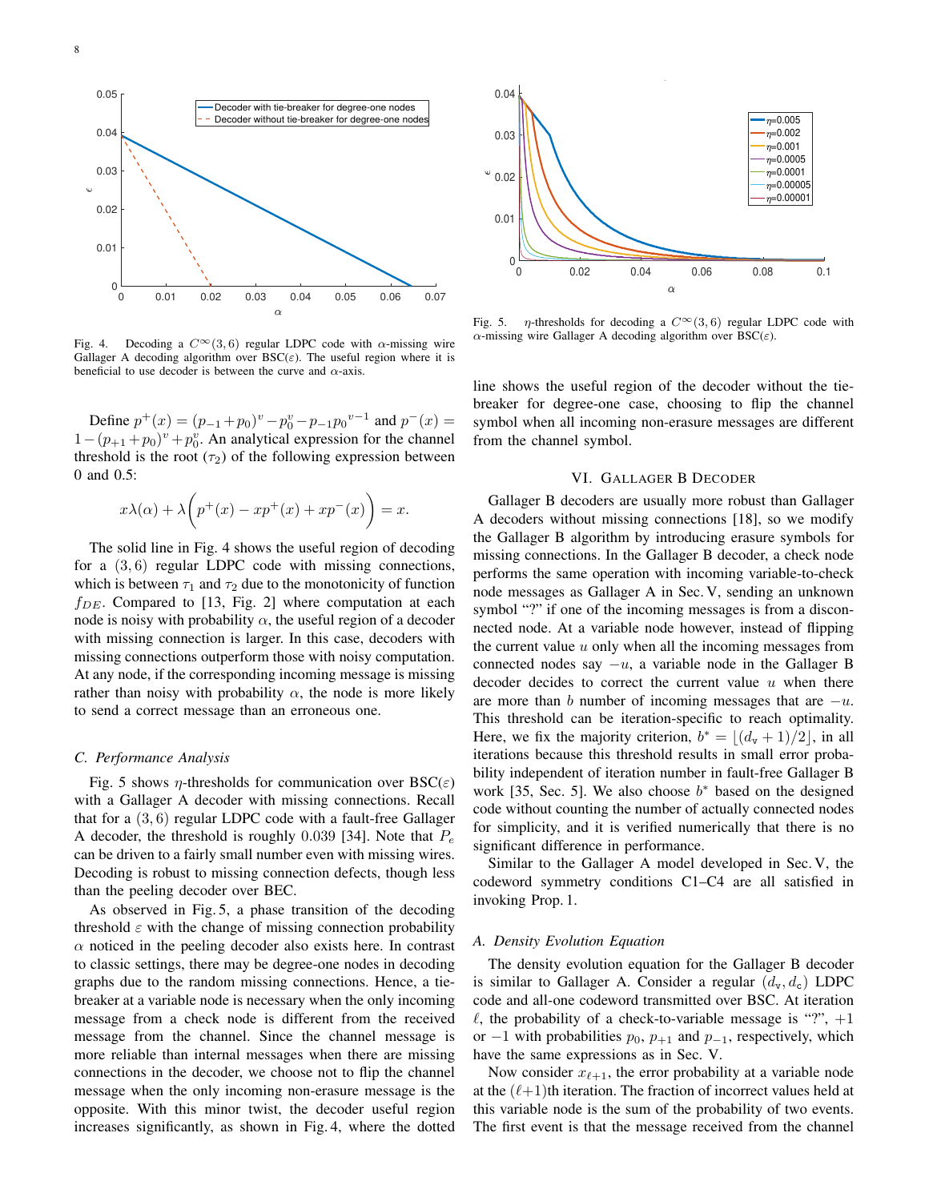Fig. 4. Decoding a $C^{\infty}(3,6)$ regular LDPC code with $\alpha$-missing wire Gallager A decoding algorithm over BSC($\varepsilon$). The useful region where it is beneficial to use decoder is between the curve and $\alpha$-axis.

Define $p^{+}(x) = (p_{-1}+p_0)^v - p_0^v - p_{-1}p_0{}^{v-1}$ and $p^{-}(x) = 1-(p_{+1}+p_0)^v + p_0^v$. An analytical expression for the channel threshold is the root ($\tau_2$) of the following expression between 0 and 0.5:

$$x\lambda(\alpha) + \lambda\bigg(p^{+}(x) - xp^{+}(x) + xp^{-}(x)\bigg) = x.$$

The solid line in Fig. 4 shows the useful region of decoding for a $(3,6)$ regular LDPC code with missing connections, which is between $\tau_1$ and $\tau_2$ due to the monotonicity of function $f_{DE}$. Compared to [13, Fig. 2] where computation at each node is noisy with probability $\alpha$, the useful region of a decoder with missing connection is larger. In this case, decoders with missing connections outperform those with noisy computation. At any node, if the corresponding incoming message is missing rather than noisy with probability $\alpha$, the node is more likely to send a correct message than an erroneous one.

### C. Performance Analysis

Fig. 5 shows $\eta$-thresholds for communication over BSC($\varepsilon$) with a Gallager A decoder with missing connections. Recall that for a $(3,6)$ regular LDPC code with a fault-free Gallager A decoder, the threshold is roughly $0.039$ [34]. Note that $P_e$ can be driven to a fairly small number even with missing wires. Decoding is robust to missing connection defects, though less than the peeling decoder over BEC.

As observed in Fig. 5, a phase transition of the decoding threshold $\varepsilon$ with the change of missing connection probability $\alpha$ noticed in the peeling decoder also exists here. In contrast to classic settings, there may be degree-one nodes in decoding graphs due to the random missing connections. Hence, a tie-breaker at a variable node is necessary when the only incoming message from a check node is different from the received message from the channel. Since the channel message is more reliable than internal messages when there are missing connections in the decoder, we choose not to flip the channel message when the only incoming non-erasure message is the opposite. With this minor twist, the decoder useful region increases significantly, as shown in Fig. 4, where the dotted line shows the useful region of the decoder without the tie-breaker for degree-one case, choosing to flip the channel symbol when all incoming non-erasure messages are different from the channel symbol.

Fig. 5. $\eta$-thresholds for decoding a $C^{\infty}(3,6)$ regular LDPC code with $\alpha$-missing wire Gallager A decoding algorithm over BSC($\varepsilon$).

## VI. Gallager B Decoder

Gallager B decoders are usually more robust than Gallager A decoders without missing connections [18], so we modify the Gallager B algorithm by introducing erasure symbols for missing connections. In the Gallager B decoder, a check node performs the same operation with incoming variable-to-check node messages as Gallager A in Sec. V, sending an unknown symbol "?" if one of the incoming messages is from a disconnected node. At a variable node however, instead of flipping the current value $u$ only when all the incoming messages from connected nodes say $-u$, a variable node in the Gallager B decoder decides to correct the current value $u$ when there are more than $b$ number of incoming messages that are $-u$. This threshold can be iteration-specific to reach optimality. Here, we fix the majority criterion, $b^{*} = \lfloor (d_{\mathrm{v}}+1)/2 \rfloor$, in all iterations because this threshold results in small error probability independent of iteration number in fault-free Gallager B work [35, Sec. 5]. We also choose $b^{*}$ based on the designed code without counting the number of actually connected nodes for simplicity, and it is verified numerically that there is no significant difference in performance.

Similar to the Gallager A model developed in Sec. V, the codeword symmetry conditions C1–C4 are all satisfied in invoking Prop. 1.

### A. Density Evolution Equation

The density evolution equation for the Gallager B decoder is similar to Gallager A. Consider a regular $(d_{\mathrm{v}}, d_{\mathrm{c}})$ LDPC code and all-one codeword transmitted over BSC. At iteration $\ell$, the probability of a check-to-variable message is "?", $+1$ or $-1$ with probabilities $p_0$, $p_{+1}$ and $p_{-1}$, respectively, which have the same expressions as in Sec. V.

Now consider $x_{\ell+1}$, the error probability at a variable node at the $(\ell+1)$th iteration. The fraction of incorrect values held at this variable node is the sum of the probability of two events. The first event is that the message received from the channel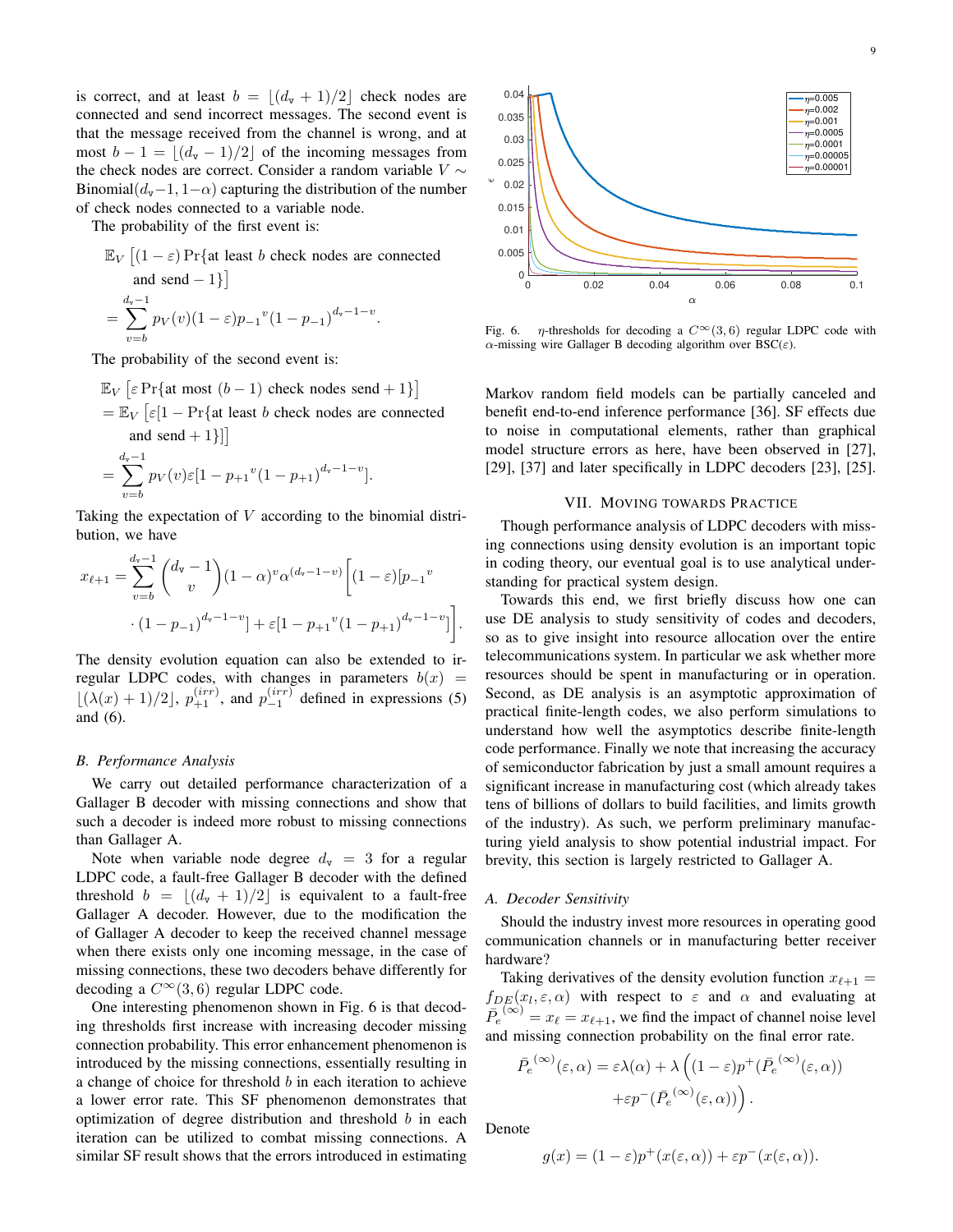is correct, and at least $b = \lfloor (d_\mathsf{v}+1)/2 \rfloor$ check nodes are connected and send incorrect messages. The second event is that the message received from the channel is wrong, and at most $b-1 = \lfloor (d_\mathsf{v}-1)/2 \rfloor$ of the incoming messages from the check nodes are correct. Consider a random variable $V \sim \text{Binomial}(d_\mathsf{v}-1, 1-\alpha)$ capturing the distribution of the number of check nodes connected to a variable node.

The probability of the first event is:

$$\mathbb{E}_V \left[ (1-\varepsilon) \Pr\{\text{at least } b \text{ check nodes are connected and send } -1\} \right]$$
$$= \sum_{v=b}^{d_\mathsf{v}-1} p_V(v)(1-\varepsilon){p_{-1}}^v (1-p_{-1})^{d_\mathsf{v}-1-v}.$$

The probability of the second event is:

$$\mathbb{E}_V \left[ \varepsilon \Pr\{\text{at most } (b-1) \text{ check nodes send } +1\} \right]$$
$$= \mathbb{E}_V \left[ \varepsilon [1 - \Pr\{\text{at least } b \text{ check nodes are connected and send } +1\}] \right]$$
$$= \sum_{v=b}^{d_\mathsf{v}-1} p_V(v)\varepsilon[1 - {p_{+1}}^v (1-p_{+1})^{d_\mathsf{v}-1-v}].$$

Taking the expectation of $V$ according to the binomial distribution, we have

$$x_{\ell+1} = \sum_{v=b}^{d_\mathsf{v}-1} \binom{d_\mathsf{v}-1}{v} (1-\alpha)^v \alpha^{(d_\mathsf{v}-1-v)} \Big[ (1-\varepsilon)[{p_{-1}}^v \cdot (1-p_{-1})^{d_\mathsf{v}-1-v}] + \varepsilon[1 - {p_{+1}}^v (1-p_{+1})^{d_\mathsf{v}-1-v}] \Big].$$

The density evolution equation can also be extended to irregular LDPC codes, with changes in parameters $b(x) = \lfloor (\lambda(x)+1)/2 \rfloor$, $p_{+1}^{(irr)}$, and $p_{-1}^{(irr)}$ defined in expressions (5) and (6).

### B. Performance Analysis

We carry out detailed performance characterization of a Gallager B decoder with missing connections and show that such a decoder is indeed more robust to missing connections than Gallager A.

Note when variable node degree $d_\mathsf{v} = 3$ for a regular LDPC code, a fault-free Gallager B decoder with the defined threshold $b = \lfloor (d_\mathsf{v}+1)/2 \rfloor$ is equivalent to a fault-free Gallager A decoder. However, due to the modification the of Gallager A decoder to keep the received channel message when there exists only one incoming message, in the case of missing connections, these two decoders behave differently for decoding a $\mathcal{C}^\infty(3,6)$ regular LDPC code.

One interesting phenomenon shown in Fig. 6 is that decoding thresholds first increase with increasing decoder missing connection probability. This error enhancement phenomenon is introduced by the missing connections, essentially resulting in a change of choice for threshold $b$ in each iteration to achieve a lower error rate. This SF phenomenon demonstrates that optimization of degree distribution and threshold $b$ in each iteration can be utilized to combat missing connections. A similar SF result shows that the errors introduced in estimating Markov random field models can be partially canceled and benefit end-to-end inference performance [36]. SF effects due to noise in computational elements, rather than graphical model structure errors as here, have been observed in [27], [29], [37] and later specifically in LDPC decoders [23], [25].

Fig. 6. $\eta$-thresholds for decoding a $\mathcal{C}^\infty(3,6)$ regular LDPC code with $\alpha$-missing wire Gallager B decoding algorithm over BSC($\varepsilon$).

## VII. Moving towards Practice

Though performance analysis of LDPC decoders with missing connections using density evolution is an important topic in coding theory, our eventual goal is to use analytical understanding for practical system design.

Towards this end, we first briefly discuss how one can use DE analysis to study sensitivity of codes and decoders, so as to give insight into resource allocation over the entire telecommunications system. In particular we ask whether more resources should be spent in manufacturing or in operation. Second, as DE analysis is an asymptotic approximation of practical finite-length codes, we also perform simulations to understand how well the asymptotics describe finite-length code performance. Finally we note that increasing the accuracy of semiconductor fabrication by just a small amount requires a significant increase in manufacturing cost (which already takes tens of billions of dollars to build facilities, and limits growth of the industry). As such, we perform preliminary manufacturing yield analysis to show potential industrial impact. For brevity, this section is largely restricted to Gallager A.

### A. Decoder Sensitivity

Should the industry invest more resources in operating good communication channels or in manufacturing better receiver hardware?

Taking derivatives of the density evolution function $x_{\ell+1} = f_{DE}(x_l, \varepsilon, \alpha)$ with respect to $\varepsilon$ and $\alpha$ and evaluating at $\bar{P_e}^{(\infty)} = x_\ell = x_{\ell+1}$, we find the impact of channel noise level and missing connection probability on the final error rate.

$$\bar{P_e}^{(\infty)}(\varepsilon,\alpha) = \varepsilon\lambda(\alpha) + \lambda\left( (1-\varepsilon)p^+(\bar{P_e}^{(\infty)}(\varepsilon,\alpha)) + \varepsilon p^-(\bar{P_e}^{(\infty)}(\varepsilon,\alpha)) \right).$$

Denote

$$g(x) = (1-\varepsilon)p^+(x(\varepsilon,\alpha)) + \varepsilon p^-(x(\varepsilon,\alpha)).$$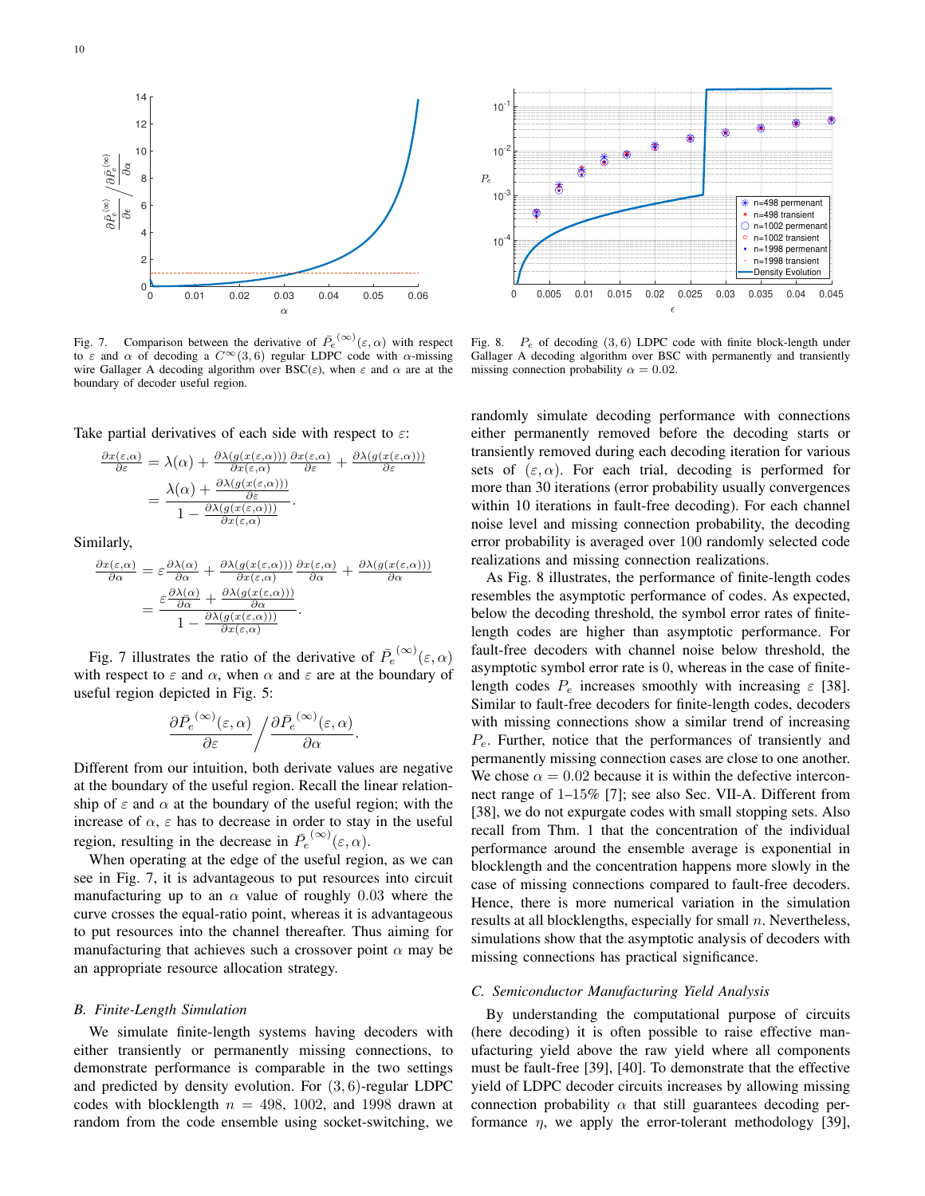Fig. 7. Comparison between the derivative of $\bar{P}_e^{(\infty)}(\varepsilon, \alpha)$ with respect to $\varepsilon$ and $\alpha$ of decoding a $C^\infty(3,6)$ regular LDPC code with $\alpha$-missing wire Gallager A decoding algorithm over BSC($\varepsilon$), when $\varepsilon$ and $\alpha$ are at the boundary of decoder useful region.

Fig. 8. $P_e$ of decoding $(3,6)$ LDPC code with finite block-length under Gallager A decoding algorithm over BSC with permanently and transiently missing connection probability $\alpha = 0.02$.

Take partial derivatives of each side with respect to $\varepsilon$:

$$\begin{aligned}\frac{\partial x(\varepsilon,\alpha)}{\partial \varepsilon} &= \lambda(\alpha) + \frac{\partial \lambda(g(x(\varepsilon,\alpha)))}{\partial x(\varepsilon,\alpha)} \frac{\partial x(\varepsilon,\alpha)}{\partial \varepsilon} + \frac{\partial \lambda(g(x(\varepsilon,\alpha)))}{\partial \varepsilon} \\ &= \frac{\lambda(\alpha) + \frac{\partial \lambda(g(x(\varepsilon,\alpha)))}{\partial \varepsilon}}{1 - \frac{\partial \lambda(g(x(\varepsilon,\alpha)))}{\partial x(\varepsilon,\alpha)}}.\end{aligned}$$

Similarly,

$$\begin{aligned}\frac{\partial x(\varepsilon,\alpha)}{\partial \alpha} &= \varepsilon \frac{\partial \lambda(\alpha)}{\partial \alpha} + \frac{\partial \lambda(g(x(\varepsilon,\alpha)))}{\partial x(\varepsilon,\alpha)} \frac{\partial x(\varepsilon,\alpha)}{\partial \alpha} + \frac{\partial \lambda(g(x(\varepsilon,\alpha)))}{\partial \alpha} \\ &= \frac{\varepsilon \frac{\partial \lambda(\alpha)}{\partial \alpha} + \frac{\partial \lambda(g(x(\varepsilon,\alpha)))}{\partial \alpha}}{1 - \frac{\partial \lambda(g(x(\varepsilon,\alpha)))}{\partial x(\varepsilon,\alpha)}}.\end{aligned}$$

Fig. 7 illustrates the ratio of the derivative of $\bar{P}_e^{(\infty)}(\varepsilon, \alpha)$ with respect to $\varepsilon$ and $\alpha$, when $\alpha$ and $\varepsilon$ are at the boundary of useful region depicted in Fig. 5:

$$\frac{\partial \bar{P}_e^{(\infty)}(\varepsilon,\alpha)}{\partial \varepsilon} \bigg/ \frac{\partial \bar{P}_e^{(\infty)}(\varepsilon,\alpha)}{\partial \alpha}.$$

Different from our intuition, both derivate values are negative at the boundary of the useful region. Recall the linear relationship of $\varepsilon$ and $\alpha$ at the boundary of the useful region; with the increase of $\alpha$, $\varepsilon$ has to decrease in order to stay in the useful region, resulting in the decrease in $\bar{P}_e^{(\infty)}(\varepsilon, \alpha)$.

When operating at the edge of the useful region, as we can see in Fig. 7, it is advantageous to put resources into circuit manufacturing up to an $\alpha$ value of roughly 0.03 where the curve crosses the equal-ratio point, whereas it is advantageous to put resources into the channel thereafter. Thus aiming for manufacturing that achieves such a crossover point $\alpha$ may be an appropriate resource allocation strategy.

### *B. Finite-Length Simulation*

We simulate finite-length systems having decoders with either transiently or permanently missing connections, to demonstrate performance is comparable in the two settings and predicted by density evolution. For $(3,6)$-regular LDPC codes with blocklength $n = 498$, 1002, and 1998 drawn at random from the code ensemble using socket-switching, we randomly simulate decoding performance with connections either permanently removed before the decoding starts or transiently removed during each decoding iteration for various sets of $(\varepsilon, \alpha)$. For each trial, decoding is performed for more than 30 iterations (error probability usually convergences within 10 iterations in fault-free decoding). For each channel noise level and missing connection probability, the decoding error probability is averaged over 100 randomly selected code realizations and missing connection realizations.

As Fig. 8 illustrates, the performance of finite-length codes resembles the asymptotic performance of codes. As expected, below the decoding threshold, the symbol error rates of finite-length codes are higher than asymptotic performance. For fault-free decoders with channel noise below threshold, the asymptotic symbol error rate is 0, whereas in the case of finite-length codes $P_e$ increases smoothly with increasing $\varepsilon$ [38]. Similar to fault-free decoders for finite-length codes, decoders with missing connections show a similar trend of increasing $P_e$. Further, notice that the performances of transiently and permanently missing connection cases are close to one another. We chose $\alpha = 0.02$ because it is within the defective interconnect range of 1–15% [7]; see also Sec. VII-A. Different from [38], we do not expurgate codes with small stopping sets. Also recall from Thm. 1 that the concentration of the individual performance around the ensemble average is exponential in blocklength and the concentration happens more slowly in the case of missing connections compared to fault-free decoders. Hence, there is more numerical variation in the simulation results at all blocklengths, especially for small $n$. Nevertheless, simulations show that the asymptotic analysis of decoders with missing connections has practical significance.

### *C. Semiconductor Manufacturing Yield Analysis*

By understanding the computational purpose of circuits (here decoding) it is often possible to raise effective manufacturing yield above the raw yield where all components must be fault-free [39], [40]. To demonstrate that the effective yield of LDPC decoder circuits increases by allowing missing connection probability $\alpha$ that still guarantees decoding performance $\eta$, we apply the error-tolerant methodology [39],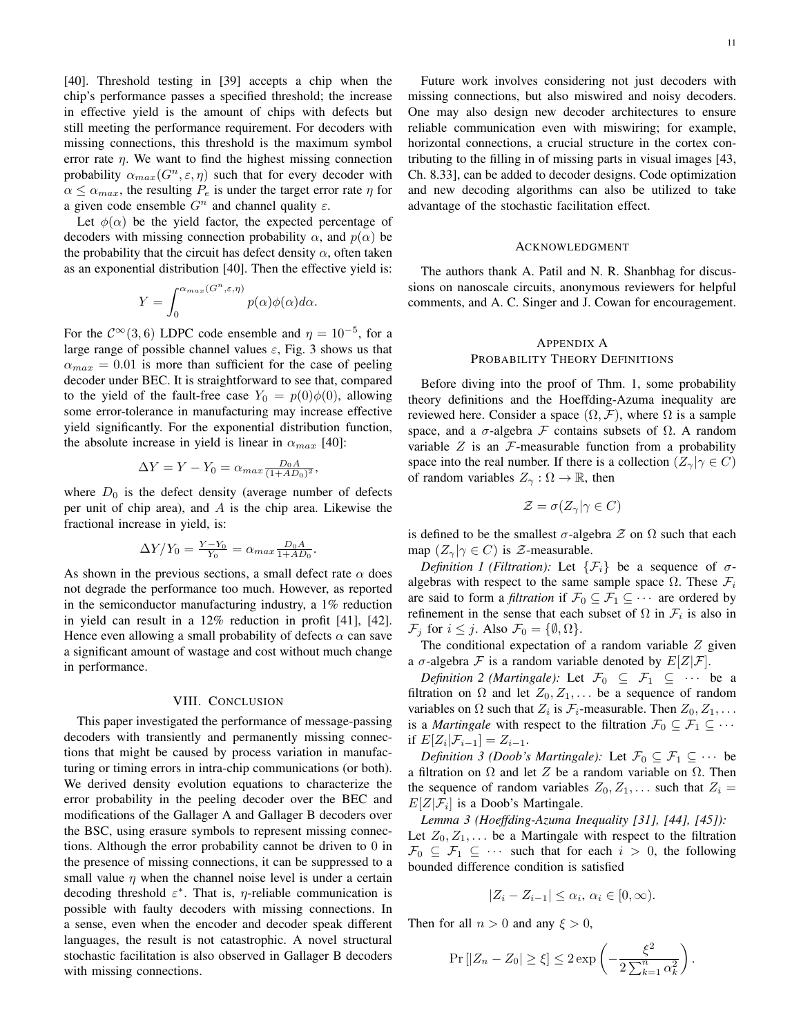[40]. Threshold testing in [39] accepts a chip when the chip's performance passes a specified threshold; the increase in effective yield is the amount of chips with defects but still meeting the performance requirement. For decoders with missing connections, this threshold is the maximum symbol error rate $\eta$. We want to find the highest missing connection probability $\alpha_{max}(G^n, \varepsilon, \eta)$ such that for every decoder with $\alpha \leq \alpha_{max}$, the resulting $P_e$ is under the target error rate $\eta$ for a given code ensemble $G^n$ and channel quality $\varepsilon$.

Let $\phi(\alpha)$ be the yield factor, the expected percentage of decoders with missing connection probability $\alpha$, and $p(\alpha)$ be the probability that the circuit has defect density $\alpha$, often taken as an exponential distribution [40]. Then the effective yield is:

$$Y = \int_0^{\alpha_{max}(G^n,\varepsilon,\eta)} p(\alpha)\phi(\alpha)d\alpha.$$

For the $\mathcal{C}^\infty(3,6)$ LDPC code ensemble and $\eta = 10^{-5}$, for a large range of possible channel values $\varepsilon$, Fig. 3 shows us that $\alpha_{max} = 0.01$ is more than sufficient for the case of peeling decoder under BEC. It is straightforward to see that, compared to the yield of the fault-free case $Y_0 = p(0)\phi(0)$, allowing some error-tolerance in manufacturing may increase effective yield significantly. For the exponential distribution function, the absolute increase in yield is linear in $\alpha_{max}$ [40]:

$$\Delta Y = Y - Y_0 = \alpha_{max} \frac{D_0 A}{(1+AD_0)^2},$$

where $D_0$ is the defect density (average number of defects per unit of chip area), and $A$ is the chip area. Likewise the fractional increase in yield, is:

$$\Delta Y / Y_0 = \frac{Y - Y_0}{Y_0} = \alpha_{max} \frac{D_0 A}{1 + AD_0}.$$

As shown in the previous sections, a small defect rate $\alpha$ does not degrade the performance too much. However, as reported in the semiconductor manufacturing industry, a 1% reduction in yield can result in a 12% reduction in profit [41], [42]. Hence even allowing a small probability of defects $\alpha$ can save a significant amount of wastage and cost without much change in performance.

## VIII. Conclusion

This paper investigated the performance of message-passing decoders with transiently and permanently missing connections that might be caused by process variation in manufacturing or timing errors in intra-chip communications (or both). We derived density evolution equations to characterize the error probability in the peeling decoder over the BEC and modifications of the Gallager A and Gallager B decoders over the BSC, using erasure symbols to represent missing connections. Although the error probability cannot be driven to 0 in the presence of missing connections, it can be suppressed to a small value $\eta$ when the channel noise level is under a certain decoding threshold $\varepsilon^*$. That is, $\eta$-reliable communication is possible with faulty decoders with missing connections. In a sense, even when the encoder and decoder speak different languages, the result is not catastrophic. A novel structural stochastic facilitation is also observed in Gallager B decoders with missing connections.

Future work involves considering not just decoders with missing connections, but also miswired and noisy decoders. One may also design new decoder architectures to ensure reliable communication even with miswiring; for example, horizontal connections, a crucial structure in the cortex contributing to the filling in of missing parts in visual images [43, Ch. 8.33], can be added to decoder designs. Code optimization and new decoding algorithms can also be utilized to take advantage of the stochastic facilitation effect.

## Acknowledgment

The authors thank A. Patil and N. R. Shanbhag for discussions on nanoscale circuits, anonymous reviewers for helpful comments, and A. C. Singer and J. Cowan for encouragement.

## Appendix A
## Probability Theory Definitions

Before diving into the proof of Thm. 1, some probability theory definitions and the Hoeffding-Azuma inequality are reviewed here. Consider a space $(\Omega, \mathcal{F})$, where $\Omega$ is a sample space, and a $\sigma$-algebra $\mathcal{F}$ contains subsets of $\Omega$. A random variable $Z$ is an $\mathcal{F}$-measurable function from a probability space into the real number. If there is a collection $(Z_\gamma | \gamma \in C)$ of random variables $Z_\gamma : \Omega \to \mathbb{R}$, then

$$\mathcal{Z} = \sigma(Z_\gamma | \gamma \in C)$$

is defined to be the smallest $\sigma$-algebra $\mathcal{Z}$ on $\Omega$ such that each map $(Z_\gamma | \gamma \in C)$ is $\mathcal{Z}$-measurable.

*Definition 1 (Filtration):* Let $\{\mathcal{F}_i\}$ be a sequence of $\sigma$-algebras with respect to the same sample space $\Omega$. These $\mathcal{F}_i$ are said to form a *filtration* if $\mathcal{F}_0 \subseteq \mathcal{F}_1 \subseteq \cdots$ are ordered by refinement in the sense that each subset of $\Omega$ in $\mathcal{F}_i$ is also in $\mathcal{F}_j$ for $i \leq j$. Also $\mathcal{F}_0 = \{\emptyset, \Omega\}$.

The conditional expectation of a random variable $Z$ given a $\sigma$-algebra $\mathcal{F}$ is a random variable denoted by $E[Z|\mathcal{F}]$.

*Definition 2 (Martingale):* Let $\mathcal{F}_0 \subseteq \mathcal{F}_1 \subseteq \cdots$ be a filtration on $\Omega$ and let $Z_0, Z_1, \ldots$ be a sequence of random variables on $\Omega$ such that $Z_i$ is $\mathcal{F}_i$-measurable. Then $Z_0, Z_1, \ldots$ is a *Martingale* with respect to the filtration $\mathcal{F}_0 \subseteq \mathcal{F}_1 \subseteq \cdots$ if $E[Z_i | \mathcal{F}_{i-1}] = Z_{i-1}$.

*Definition 3 (Doob's Martingale):* Let $\mathcal{F}_0 \subseteq \mathcal{F}_1 \subseteq \cdots$ be a filtration on $\Omega$ and let $Z$ be a random variable on $\Omega$. Then the sequence of random variables $Z_0, Z_1, \ldots$ such that $Z_i = E[Z|\mathcal{F}_i]$ is a Doob's Martingale.

*Lemma 3 (Hoeffding-Azuma Inequality [31], [44], [45]):* Let $Z_0, Z_1, \ldots$ be a Martingale with respect to the filtration $\mathcal{F}_0 \subseteq \mathcal{F}_1 \subseteq \cdots$ such that for each $i > 0$, the following bounded difference condition is satisfied

$$|Z_i - Z_{i-1}| \leq \alpha_i, \; \alpha_i \in [0, \infty).$$

Then for all $n > 0$ and any $\xi > 0$,

$$\Pr\left[|Z_n - Z_0| \geq \xi\right] \leq 2 \exp\left(-\frac{\xi^2}{2\sum_{k=1}^n \alpha_k^2}\right).$$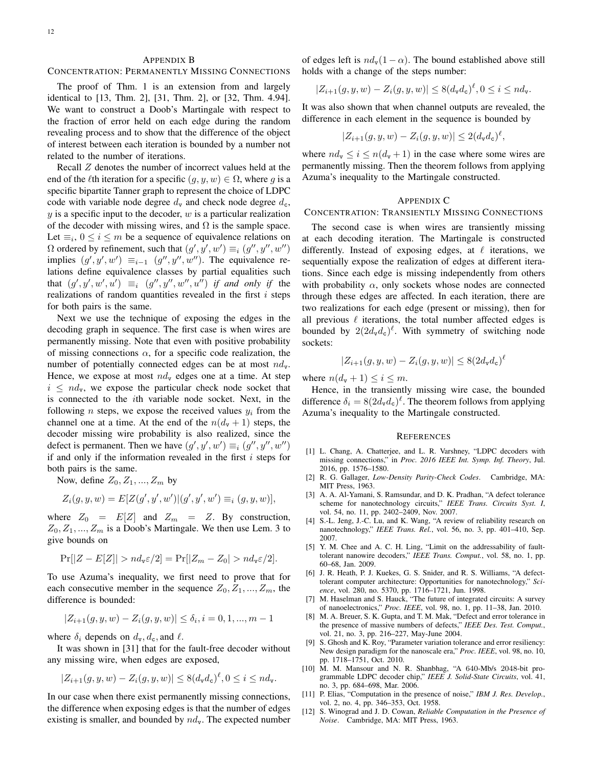## Appendix B
## Concentration: Permanently Missing Connections

The proof of Thm. 1 is an extension from and largely identical to [13, Thm. 2], [31, Thm. 2], or [32, Thm. 4.94]. We want to construct a Doob's Martingale with respect to the fraction of error held on each edge during the random revealing process and to show that the difference of the object of interest between each iteration is bounded by a number not related to the number of iterations.

Recall $Z$ denotes the number of incorrect values held at the end of the $\ell$th iteration for a specific $(g, y, w) \in \Omega$, where $g$ is a specific bipartite Tanner graph to represent the choice of LDPC code with variable node degree $d_{\mathtt{v}}$ and check node degree $d_{\mathtt{c}}$, $y$ is a specific input to the decoder, $w$ is a particular realization of the decoder with missing wires, and $\Omega$ is the sample space. Let $\equiv_i$, $0 \le i \le m$ be a sequence of equivalence relations on $\Omega$ ordered by refinement, such that $(g', y', w') \equiv_i (g'', y'', w'')$ implies $(g', y', w') \equiv_{i-1} (g'', y'', w'')$. The equivalence relations define equivalence classes by partial equalities such that $(g', y', w', u') \equiv_i (g'', y'', w'', u'')$ *if and only if* the realizations of random quantities revealed in the first $i$ steps for both pairs is the same.

Next we use the technique of exposing the edges in the decoding graph in sequence. The first case is when wires are permanently missing. Note that even with positive probability of missing connections $\alpha$, for a specific code realization, the number of potentially connected edges can be at most $nd_{\mathtt{v}}$. Hence, we expose at most $nd_{\mathtt{v}}$ edges one at a time. At step $i \le nd_{\mathtt{v}}$, we expose the particular check node socket that is connected to the $i$th variable node socket. Next, in the following $n$ steps, we expose the received values $y_i$ from the channel one at a time. At the end of the $n(d_{\mathtt{v}}+1)$ steps, the decoder missing wire probability is also realized, since the defect is permanent. Then we have $(g', y', w') \equiv_i (g'', y'', w'')$ if and only if the information revealed in the first $i$ steps for both pairs is the same.

Now, define $Z_0, Z_1, ..., Z_m$ by

$$Z_i(g, y, w) = E[Z(g', y', w')|(g', y', w') \equiv_i (g, y, w)],$$

where $Z_0 = E[Z]$ and $Z_m = Z$. By construction, $Z_0, Z_1, ..., Z_m$ is a Doob's Martingale. We then use Lem. 3 to give bounds on

$$\Pr[|Z - E[Z]| > nd_{\mathtt{v}}\varepsilon/2] = \Pr[|Z_m - Z_0| > nd_{\mathtt{v}}\varepsilon/2].$$

To use Azuma's inequality, we first need to prove that for each consecutive member in the sequence $Z_0, Z_1, ..., Z_m$, the difference is bounded:

$$|Z_{i+1}(g, y, w) - Z_i(g, y, w)| \le \delta_i, i = 0, 1, ..., m-1$$

where $\delta_i$ depends on $d_{\mathtt{v}}, d_{\mathtt{c}}$, and $\ell$.

It was shown in [31] that for the fault-free decoder without any missing wire, when edges are exposed,

$$|Z_{i+1}(g, y, w) - Z_i(g, y, w)| \le 8(d_{\mathtt{v}}d_{\mathtt{c}})^{\ell}, 0 \le i \le nd_{\mathtt{v}}.$$

In our case when there exist permanently missing connections, the difference when exposing edges is that the number of edges existing is smaller, and bounded by $nd_{\mathtt{v}}$. The expected number of edges left is $nd_{\mathtt{v}}(1-\alpha)$. The bound established above still holds with a change of the steps number:

$$|Z_{i+1}(g, y, w) - Z_i(g, y, w)| \le 8(d_{\mathtt{v}}d_{\mathtt{c}})^{\ell}, 0 \le i \le nd_{\mathtt{v}}.$$

It was also shown that when channel outputs are revealed, the difference in each element in the sequence is bounded by

$$|Z_{i+1}(g, y, w) - Z_i(g, y, w)| \le 2(d_{\mathtt{v}}d_{\mathtt{c}})^{\ell},$$

where $nd_{\mathtt{v}} \le i \le n(d_{\mathtt{v}}+1)$ in the case where some wires are permanently missing. Then the theorem follows from applying Azuma's inequality to the Martingale constructed.

## Appendix C
## Concentration: Transiently Missing Connections

The second case is when wires are transiently missing at each decoding iteration. The Martingale is constructed differently. Instead of exposing edges, at $\ell$ iterations, we sequentially expose the realization of edges at different iterations. Since each edge is missing independently from others with probability $\alpha$, only sockets whose nodes are connected through these edges are affected. In each iteration, there are two realizations for each edge (present or missing), then for all previous $\ell$ iterations, the total number affected edges is bounded by $2(2d_{\mathtt{v}}d_{\mathtt{c}})^{\ell}$. With symmetry of switching node sockets:

$$|Z_{i+1}(g, y, w) - Z_i(g, y, w)| \le 8(2d_{\mathtt{v}}d_{\mathtt{c}})^{\ell}$$

where $n(d_{\mathtt{v}}+1) \le i \le m$.

Hence, in the transiently missing wire case, the bounded difference $\delta_i = 8(2d_{\mathtt{v}}d_{\mathtt{c}})^{\ell}$. The theorem follows from applying Azuma's inequality to the Martingale constructed.

## References

[1] L. Chang, A. Chatterjee, and L. R. Varshney, "LDPC decoders with missing connections," in *Proc. 2016 IEEE Int. Symp. Inf. Theory*, Jul. 2016, pp. 1576–1580.

[2] R. G. Gallager, *Low-Density Parity-Check Codes*. Cambridge, MA: MIT Press, 1963.

[3] A. A. Al-Yamani, S. Ramsundar, and D. K. Pradhan, "A defect tolerance scheme for nanotechnology circuits," *IEEE Trans. Circuits Syst. I*, vol. 54, no. 11, pp. 2402–2409, Nov. 2007.

[4] S.-L. Jeng, J.-C. Lu, and K. Wang, "A review of reliability research on nanotechnology," *IEEE Trans. Rel.*, vol. 56, no. 3, pp. 401–410, Sep. 2007.

[5] Y. M. Chee and A. C. H. Ling, "Limit on the addressability of fault-tolerant nanowire decoders," *IEEE Trans. Comput.*, vol. 58, no. 1, pp. 60–68, Jan. 2009.

[6] J. R. Heath, P. J. Kuekes, G. S. Snider, and R. S. Williams, "A defect-tolerant computer architecture: Opportunities for nanotechnology," *Science*, vol. 280, no. 5370, pp. 1716–1721, Jun. 1998.

[7] M. Haselman and S. Hauck, "The future of integrated circuits: A survey of nanoelectronics," *Proc. IEEE*, vol. 98, no. 1, pp. 11–38, Jan. 2010.

[8] M. A. Breuer, S. K. Gupta, and T. M. Mak, "Defect and error tolerance in the presence of massive numbers of defects," *IEEE Des. Test. Comput.*, vol. 21, no. 3, pp. 216–227, May-June 2004.

[9] S. Ghosh and K. Roy, "Parameter variation tolerance and error resiliency: New design paradigm for the nanoscale era," *Proc. IEEE*, vol. 98, no. 10, pp. 1718–1751, Oct. 2010.

[10] M. M. Mansour and N. R. Shanbhag, "A 640-Mb/s 2048-bit programmable LDPC decoder chip," *IEEE J. Solid-State Circuits*, vol. 41, no. 3, pp. 684–698, Mar. 2006.

[11] P. Elias, "Computation in the presence of noise," *IBM J. Res. Develop.*, vol. 2, no. 4, pp. 346–353, Oct. 1958.

[12] S. Winograd and J. D. Cowan, *Reliable Computation in the Presence of Noise*. Cambridge, MA: MIT Press, 1963.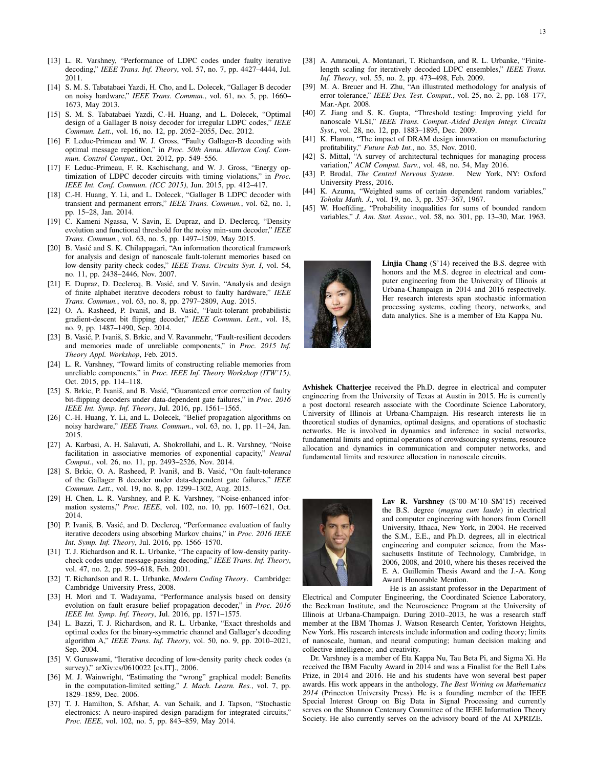[13] L. R. Varshney, "Performance of LDPC codes under faulty iterative decoding," *IEEE Trans. Inf. Theory*, vol. 57, no. 7, pp. 4427–4444, Jul. 2011.

[14] S. M. S. Tabatabaei Yazdi, H. Cho, and L. Dolecek, "Gallager B decoder on noisy hardware," *IEEE Trans. Commun.*, vol. 61, no. 5, pp. 1660–1673, May 2013.

[15] S. M. S. Tabatabaei Yazdi, C.-H. Huang, and L. Dolecek, "Optimal design of a Gallager B noisy decoder for irregular LDPC codes," *IEEE Commun. Lett.*, vol. 16, no. 12, pp. 2052–2055, Dec. 2012.

[16] F. Leduc-Primeau and W. J. Gross, "Faulty Gallager-B decoding with optimal message repetition," in *Proc. 50th Annu. Allerton Conf. Commun. Control Comput.*, Oct. 2012, pp. 549–556.

[17] F. Leduc-Primeau, F. R. Kschischang, and W. J. Gross, "Energy optimization of LDPC decoder circuits with timing violations," in *Proc. IEEE Int. Conf. Commun (ICC 2015)*, Jun. 2015, pp. 412–417.

[18] C.-H. Huang, Y. Li, and L. Dolecek, "Gallager B LDPC decoder with transient and permanent errors," *IEEE Trans. Commun.*, vol. 62, no. 1, pp. 15–28, Jan. 2014.

[19] C. Kameni Ngassa, V. Savin, E. Dupraz, and D. Declercq, "Density evolution and functional threshold for the noisy min-sum decoder," *IEEE Trans. Commun.*, vol. 63, no. 5, pp. 1497–1509, May 2015.

[20] B. Vasić and S. K. Chilappagari, "An information theoretical framework for analysis and design of nanoscale fault-tolerant memories based on low-density parity-check codes," *IEEE Trans. Circuits Syst. I*, vol. 54, no. 11, pp. 2438–2446, Nov. 2007.

[21] E. Dupraz, D. Declercq, B. Vasić, and V. Savin, "Analysis and design of finite alphabet iterative decoders robust to faulty hardware," *IEEE Trans. Commun.*, vol. 63, no. 8, pp. 2797–2809, Aug. 2015.

[22] O. A. Rasheed, P. Ivaniš, and B. Vasić, "Fault-tolerant probabilistic gradient-descent bit flipping decoder," *IEEE Commun. Lett.*, vol. 18, no. 9, pp. 1487–1490, Sep. 2014.

[23] B. Vasić, P. Ivaniš, S. Brkic, and V. Ravanmehr, "Fault-resilient decoders and memories made of unreliable components," in *Proc. 2015 Inf. Theory Appl. Workshop*, Feb. 2015.

[24] L. R. Varshney, "Toward limits of constructing reliable memories from unreliable components," in *Proc. IEEE Inf. Theory Workshop (ITW'15)*, Oct. 2015, pp. 114–118.

[25] S. Brkic, P. Ivaniš, and B. Vasić, "Guaranteed error correction of faulty bit-flipping decoders under data-dependent gate failures," in *Proc. 2016 IEEE Int. Symp. Inf. Theory*, Jul. 2016, pp. 1561–1565.

[26] C.-H. Huang, Y. Li, and L. Dolecek, "Belief propagation algorithms on noisy hardware," *IEEE Trans. Commun.*, vol. 63, no. 1, pp. 11–24, Jan. 2015.

[27] A. Karbasi, A. H. Salavati, A. Shokrollahi, and L. R. Varshney, "Noise facilitation in associative memories of exponential capacity," *Neural Comput.*, vol. 26, no. 11, pp. 2493–2526, Nov. 2014.

[28] S. Brkic, O. A. Rasheed, P. Ivaniš, and B. Vasić, "On fault-tolerance of the Gallager B decoder under data-dependent gate failures," *IEEE Commun. Lett.*, vol. 19, no. 8, pp. 1299–1302, Aug. 2015.

[29] H. Chen, L. R. Varshney, and P. K. Varshney, "Noise-enhanced information systems," *Proc. IEEE*, vol. 102, no. 10, pp. 1607–1621, Oct. 2014.

[30] P. Ivaniš, B. Vasić, and D. Declercq, "Performance evaluation of faulty iterative decoders using absorbing Markov chains," in *Proc. 2016 IEEE Int. Symp. Inf. Theory*, Jul. 2016, pp. 1566–1570.

[31] T. J. Richardson and R. L. Urbanke, "The capacity of low-density parity-check codes under message-passing decoding," *IEEE Trans. Inf. Theory*, vol. 47, no. 2, pp. 599–618, Feb. 2001.

[32] T. Richardson and R. L. Urbanke, *Modern Coding Theory*. Cambridge: Cambridge University Press, 2008.

[33] H. Mori and T. Wadayama, "Performance analysis based on density evolution on fault erasure belief propagation decoder," in *Proc. 2016 IEEE Int. Symp. Inf. Theory*, Jul. 2016, pp. 1571–1575.

[34] L. Bazzi, T. J. Richardson, and R. L. Urbanke, "Exact thresholds and optimal codes for the binary-symmetric channel and Gallager's decoding algorithm A," *IEEE Trans. Inf. Theory*, vol. 50, no. 9, pp. 2010–2021, Sep. 2004.

[35] V. Guruswami, "Iterative decoding of low-density parity check codes (a survey)," arXiv:cs/0610022 [cs.IT]., 2006.

[36] M. J. Wainwright, "Estimating the "wrong" graphical model: Benefits in the computation-limited setting," *J. Mach. Learn. Res.*, vol. 7, pp. 1829–1859, Dec. 2006.

[37] T. J. Hamilton, S. Afshar, A. van Schaik, and J. Tapson, "Stochastic electronics: A neuro-inspired design paradigm for integrated circuits," *Proc. IEEE*, vol. 102, no. 5, pp. 843–859, May 2014.

[38] A. Amraoui, A. Montanari, T. Richardson, and R. L. Urbanke, "Finite-length scaling for iteratively decoded LDPC ensembles," *IEEE Trans. Inf. Theory*, vol. 55, no. 2, pp. 473–498, Feb. 2009.

[39] M. A. Breuer and H. Zhu, "An illustrated methodology for analysis of error tolerance," *IEEE Des. Test. Comput.*, vol. 25, no. 2, pp. 168–177, Mar.-Apr. 2008.

[40] Z. Jiang and S. K. Gupta, "Threshold testing: Improving yield for nanoscale VLSI," *IEEE Trans. Comput.-Aided Design Integr. Circuits Syst.*, vol. 28, no. 12, pp. 1883–1895, Dec. 2009.

[41] K. Flamm, "The impact of DRAM design innovation on manufacturing profitability," *Future Fab Int.*, no. 35, Nov. 2010.

[42] S. Mittal, "A survey of architectural techniques for managing process variation," *ACM Comput. Surv.*, vol. 48, no. 54, May 2016.

[43] P. Brodal, *The Central Nervous System*. New York, NY: Oxford University Press, 2016.

[44] K. Azuma, "Weighted sums of certain dependent random variables," *Tohoku Math. J.*, vol. 19, no. 3, pp. 357–367, 1967.

[45] W. Hoeffding, "Probability inequalities for sums of bounded random variables," *J. Am. Stat. Assoc.*, vol. 58, no. 301, pp. 13–30, Mar. 1963.

**Linjia Chang** (S'14) received the B.S. degree with honors and the M.S. degree in electrical and computer engineering from the University of Illinois at Urbana-Champaign in 2014 and 2016 respectively. Her research interests span stochastic information processing systems, coding theory, networks, and data analytics. She is a member of Eta Kappa Nu.

**Avhishek Chatterjee** received the Ph.D. degree in electrical and computer engineering from the University of Texas at Austin in 2015. He is currently a post doctoral research associate with the Coordinate Science Laboratory, University of Illinois at Urbana-Champaign. His research interests lie in theoretical studies of dynamics, optimal designs, and operations of stochastic networks. He is involved in dynamics and inference in social networks, fundamental limits and optimal operations of crowdsourcing systems, resource allocation and dynamics in communication and computer networks, and fundamental limits and resource allocation in nanoscale circuits.

**Lav R. Varshney** (S'00–M'10–SM'15) received the B.S. degree (*magna cum laude*) in electrical and computer engineering with honors from Cornell University, Ithaca, New York, in 2004. He received the S.M., E.E., and Ph.D. degrees, all in electrical engineering and computer science, from the Massachusetts Institute of Technology, Cambridge, in 2006, 2008, and 2010, where his theses received the E. A. Guillemin Thesis Award and the J.-A. Kong Award Honorable Mention.

He is an assistant professor in the Department of Electrical and Computer Engineering, the Coordinated Science Laboratory, the Beckman Institute, and the Neuroscience Program at the University of Illinois at Urbana-Champaign. During 2010–2013, he was a research staff member at the IBM Thomas J. Watson Research Center, Yorktown Heights, New York. His research interests include information and coding theory; limits of nanoscale, human, and neural computing; human decision making and collective intelligence; and creativity.

Dr. Varshney is a member of Eta Kappa Nu, Tau Beta Pi, and Sigma Xi. He received the IBM Faculty Award in 2014 and was a Finalist for the Bell Labs Prize, in 2014 and 2016. He and his students have won several best paper awards. His work appears in the anthology, *The Best Writing on Mathematics 2014* (Princeton University Press). He is a founding member of the IEEE Special Interest Group on Big Data in Signal Processing and currently serves on the Shannon Centenary Committee of the IEEE Information Theory Society. He also currently serves on the advisory board of the AI XPRIZE.